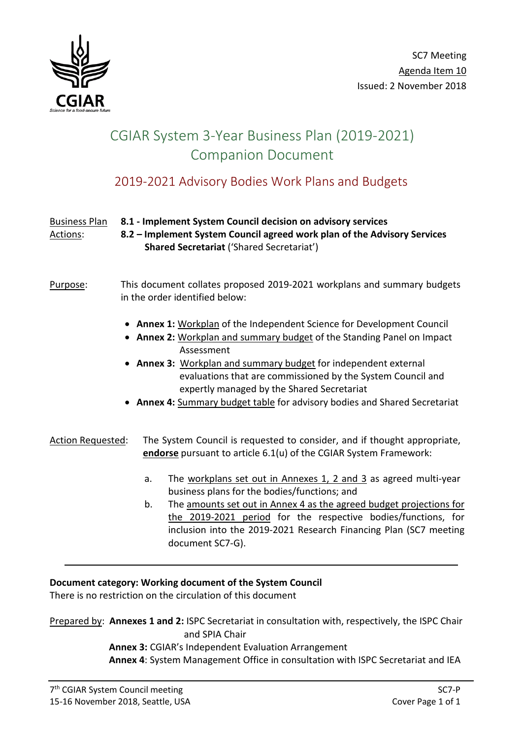SC7 Meeting
Agenda Item 10
Issued: 2 November 2018

# CGIAR System 3-Year Business Plan (2019-2021) Companion Document

## 2019-2021 Advisory Bodies Work Plans and Budgets

Business Plan Actions: **8.1 - Implement System Council decision on advisory services**
**8.2 – Implement System Council agreed work plan of the Advisory Services Shared Secretariat** ('Shared Secretariat')

Purpose: This document collates proposed 2019-2021 workplans and summary budgets in the order identified below:

- **Annex 1:** Workplan of the Independent Science for Development Council
- **Annex 2:** Workplan and summary budget of the Standing Panel on Impact Assessment
- **Annex 3:** Workplan and summary budget for independent external evaluations that are commissioned by the System Council and expertly managed by the Shared Secretariat
- **Annex 4:** Summary budget table for advisory bodies and Shared Secretariat

Action Requested: The System Council is requested to consider, and if thought appropriate, **endorse** pursuant to article 6.1(u) of the CGIAR System Framework:

a. The workplans set out in Annexes 1, 2 and 3 as agreed multi-year business plans for the bodies/functions; and
b. The amounts set out in Annex 4 as the agreed budget projections for the 2019-2021 period for the respective bodies/functions, for inclusion into the 2019-2021 Research Financing Plan (SC7 meeting document SC7-G).

---

**Document category: Working document of the System Council**
There is no restriction on the circulation of this document

Prepared by: **Annexes 1 and 2:** ISPC Secretariat in consultation with, respectively, the ISPC Chair and SPIA Chair
**Annex 3:** CGIAR's Independent Evaluation Arrangement
**Annex 4**: System Management Office in consultation with ISPC Secretariat and IEA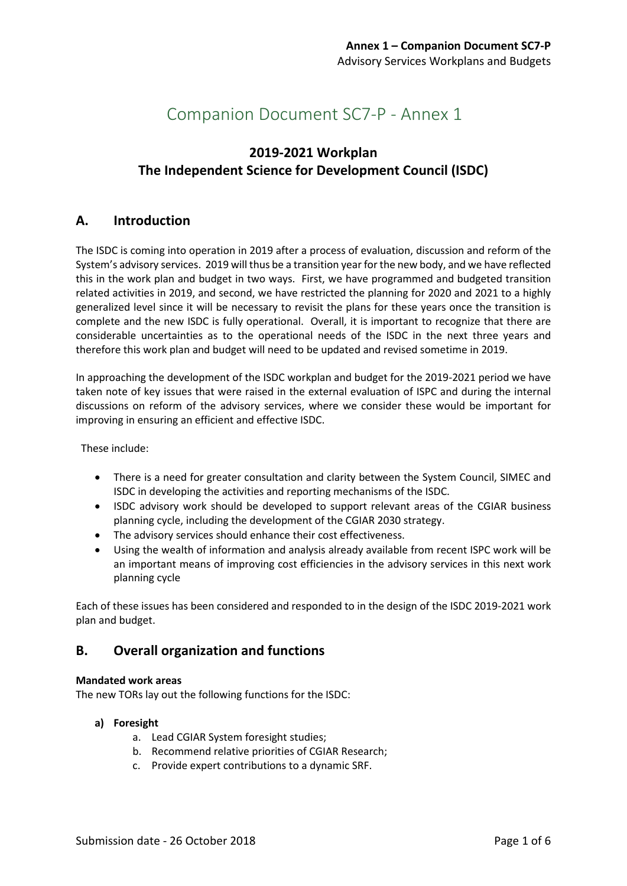# Companion Document SC7-P - Annex 1

## 2019-2021 Workplan
## The Independent Science for Development Council (ISDC)

## A. Introduction

The ISDC is coming into operation in 2019 after a process of evaluation, discussion and reform of the System's advisory services. 2019 will thus be a transition year for the new body, and we have reflected this in the work plan and budget in two ways. First, we have programmed and budgeted transition related activities in 2019, and second, we have restricted the planning for 2020 and 2021 to a highly generalized level since it will be necessary to revisit the plans for these years once the transition is complete and the new ISDC is fully operational. Overall, it is important to recognize that there are considerable uncertainties as to the operational needs of the ISDC in the next three years and therefore this work plan and budget will need to be updated and revised sometime in 2019.

In approaching the development of the ISDC workplan and budget for the 2019-2021 period we have taken note of key issues that were raised in the external evaluation of ISPC and during the internal discussions on reform of the advisory services, where we consider these would be important for improving in ensuring an efficient and effective ISDC.

These include:

- There is a need for greater consultation and clarity between the System Council, SIMEC and ISDC in developing the activities and reporting mechanisms of the ISDC.
- ISDC advisory work should be developed to support relevant areas of the CGIAR business planning cycle, including the development of the CGIAR 2030 strategy.
- The advisory services should enhance their cost effectiveness.
- Using the wealth of information and analysis already available from recent ISPC work will be an important means of improving cost efficiencies in the advisory services in this next work planning cycle

Each of these issues has been considered and responded to in the design of the ISDC 2019-2021 work plan and budget.

## B. Overall organization and functions

**Mandated work areas**

The new TORs lay out the following functions for the ISDC:

**a) Foresight**

a. Lead CGIAR System foresight studies;
b. Recommend relative priorities of CGIAR Research;
c. Provide expert contributions to a dynamic SRF.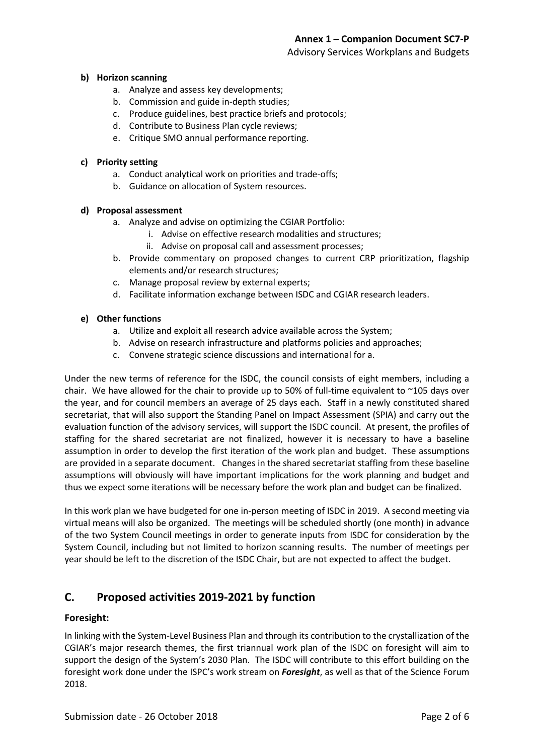**b) Horizon scanning**

a. Analyze and assess key developments;
b. Commission and guide in-depth studies;
c. Produce guidelines, best practice briefs and protocols;
d. Contribute to Business Plan cycle reviews;
e. Critique SMO annual performance reporting.

**c) Priority setting**

a. Conduct analytical work on priorities and trade-offs;
b. Guidance on allocation of System resources.

**d) Proposal assessment**

a. Analyze and advise on optimizing the CGIAR Portfolio:
   i. Advise on effective research modalities and structures;
   ii. Advise on proposal call and assessment processes;
b. Provide commentary on proposed changes to current CRP prioritization, flagship elements and/or research structures;
c. Manage proposal review by external experts;
d. Facilitate information exchange between ISDC and CGIAR research leaders.

**e) Other functions**

a. Utilize and exploit all research advice available across the System;
b. Advise on research infrastructure and platforms policies and approaches;
c. Convene strategic science discussions and international for a.

Under the new terms of reference for the ISDC, the council consists of eight members, including a chair. We have allowed for the chair to provide up to 50% of full-time equivalent to ~105 days over the year, and for council members an average of 25 days each. Staff in a newly constituted shared secretariat, that will also support the Standing Panel on Impact Assessment (SPIA) and carry out the evaluation function of the advisory services, will support the ISDC council. At present, the profiles of staffing for the shared secretariat are not finalized, however it is necessary to have a baseline assumption in order to develop the first iteration of the work plan and budget. These assumptions are provided in a separate document. Changes in the shared secretariat staffing from these baseline assumptions will obviously will have important implications for the work planning and budget and thus we expect some iterations will be necessary before the work plan and budget can be finalized.

In this work plan we have budgeted for one in-person meeting of ISDC in 2019. A second meeting via virtual means will also be organized. The meetings will be scheduled shortly (one month) in advance of the two System Council meetings in order to generate inputs from ISDC for consideration by the System Council, including but not limited to horizon scanning results. The number of meetings per year should be left to the discretion of the ISDC Chair, but are not expected to affect the budget.

## C. Proposed activities 2019-2021 by function

### Foresight:

In linking with the System-Level Business Plan and through its contribution to the crystallization of the CGIAR's major research themes, the first triannual work plan of the ISDC on foresight will aim to support the design of the System's 2030 Plan. The ISDC will contribute to this effort building on the foresight work done under the ISPC's work stream on ***Foresight***, as well as that of the Science Forum 2018.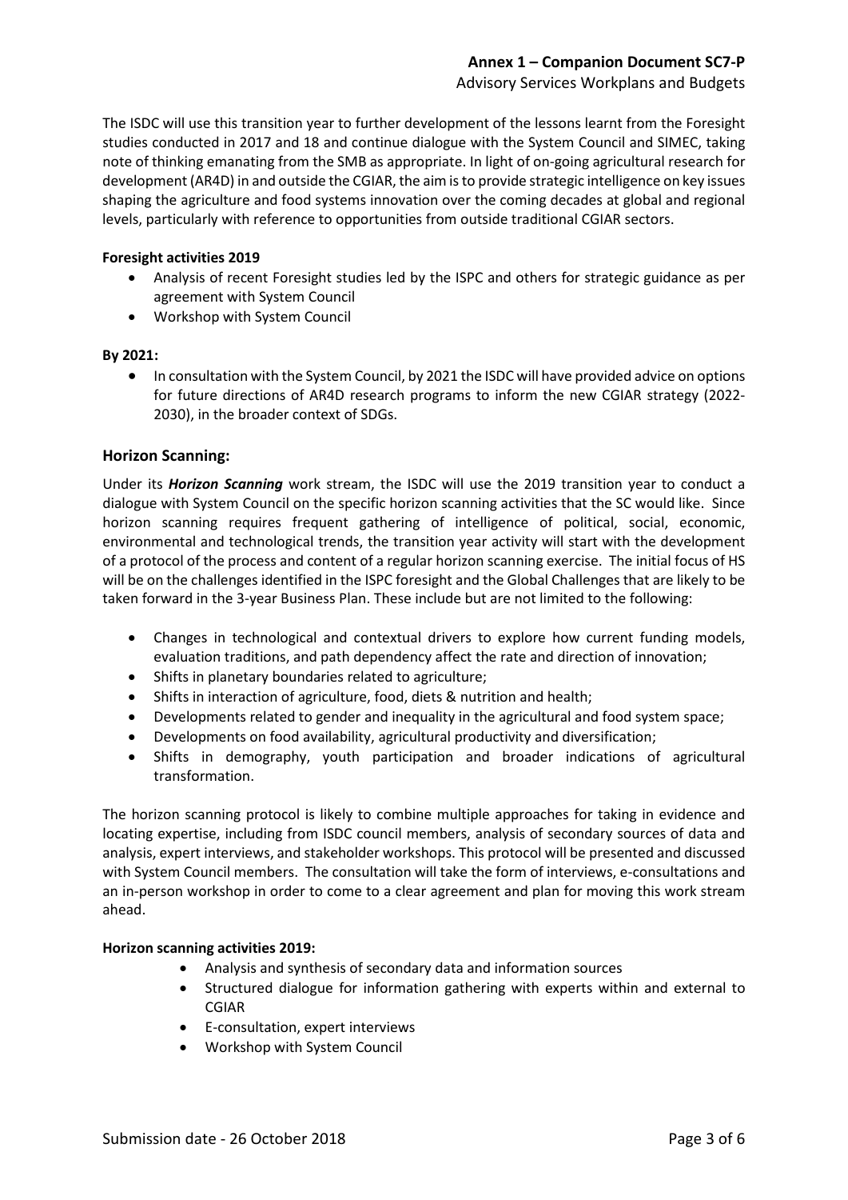The ISDC will use this transition year to further development of the lessons learnt from the Foresight studies conducted in 2017 and 18 and continue dialogue with the System Council and SIMEC, taking note of thinking emanating from the SMB as appropriate. In light of on-going agricultural research for development (AR4D) in and outside the CGIAR, the aim is to provide strategic intelligence on key issues shaping the agriculture and food systems innovation over the coming decades at global and regional levels, particularly with reference to opportunities from outside traditional CGIAR sectors.

**Foresight activities 2019**

- Analysis of recent Foresight studies led by the ISPC and others for strategic guidance as per agreement with System Council
- Workshop with System Council

**By 2021:**

- In consultation with the System Council, by 2021 the ISDC will have provided advice on options for future directions of AR4D research programs to inform the new CGIAR strategy (2022-2030), in the broader context of SDGs.

## Horizon Scanning:

Under its ***Horizon Scanning*** work stream, the ISDC will use the 2019 transition year to conduct a dialogue with System Council on the specific horizon scanning activities that the SC would like. Since horizon scanning requires frequent gathering of intelligence of political, social, economic, environmental and technological trends, the transition year activity will start with the development of a protocol of the process and content of a regular horizon scanning exercise. The initial focus of HS will be on the challenges identified in the ISPC foresight and the Global Challenges that are likely to be taken forward in the 3-year Business Plan. These include but are not limited to the following:

- Changes in technological and contextual drivers to explore how current funding models, evaluation traditions, and path dependency affect the rate and direction of innovation;
- Shifts in planetary boundaries related to agriculture;
- Shifts in interaction of agriculture, food, diets & nutrition and health;
- Developments related to gender and inequality in the agricultural and food system space;
- Developments on food availability, agricultural productivity and diversification;
- Shifts in demography, youth participation and broader indications of agricultural transformation.

The horizon scanning protocol is likely to combine multiple approaches for taking in evidence and locating expertise, including from ISDC council members, analysis of secondary sources of data and analysis, expert interviews, and stakeholder workshops. This protocol will be presented and discussed with System Council members. The consultation will take the form of interviews, e-consultations and an in-person workshop in order to come to a clear agreement and plan for moving this work stream ahead.

**Horizon scanning activities 2019:**

- Analysis and synthesis of secondary data and information sources
- Structured dialogue for information gathering with experts within and external to CGIAR
- E-consultation, expert interviews
- Workshop with System Council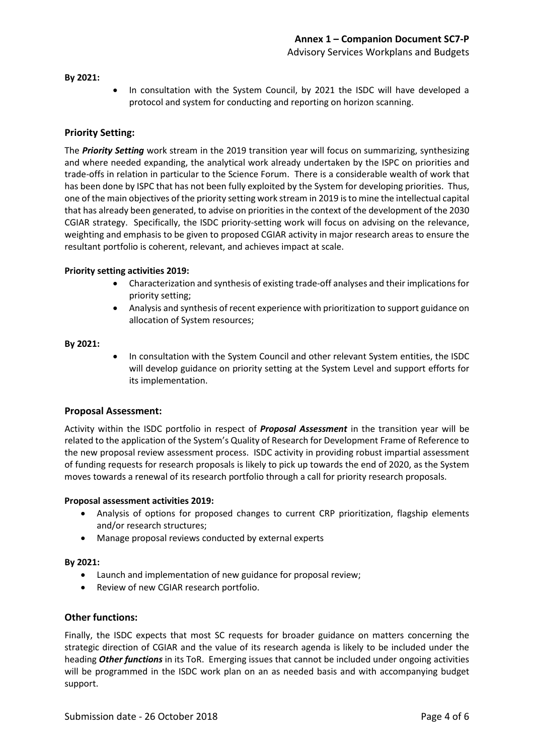**By 2021:**

- In consultation with the System Council, by 2021 the ISDC will have developed a protocol and system for conducting and reporting on horizon scanning.

### Priority Setting:

The ***Priority Setting*** work stream in the 2019 transition year will focus on summarizing, synthesizing and where needed expanding, the analytical work already undertaken by the ISPC on priorities and trade-offs in relation in particular to the Science Forum. There is a considerable wealth of work that has been done by ISPC that has not been fully exploited by the System for developing priorities. Thus, one of the main objectives of the priority setting work stream in 2019 is to mine the intellectual capital that has already been generated, to advise on priorities in the context of the development of the 2030 CGIAR strategy. Specifically, the ISDC priority-setting work will focus on advising on the relevance, weighting and emphasis to be given to proposed CGIAR activity in major research areas to ensure the resultant portfolio is coherent, relevant, and achieves impact at scale.

**Priority setting activities 2019:**

- Characterization and synthesis of existing trade-off analyses and their implications for priority setting;
- Analysis and synthesis of recent experience with prioritization to support guidance on allocation of System resources;

**By 2021:**

- In consultation with the System Council and other relevant System entities, the ISDC will develop guidance on priority setting at the System Level and support efforts for its implementation.

### Proposal Assessment:

Activity within the ISDC portfolio in respect of ***Proposal Assessment*** in the transition year will be related to the application of the System's Quality of Research for Development Frame of Reference to the new proposal review assessment process. ISDC activity in providing robust impartial assessment of funding requests for research proposals is likely to pick up towards the end of 2020, as the System moves towards a renewal of its research portfolio through a call for priority research proposals.

**Proposal assessment activities 2019:**

- Analysis of options for proposed changes to current CRP prioritization, flagship elements and/or research structures;
- Manage proposal reviews conducted by external experts

**By 2021:**

- Launch and implementation of new guidance for proposal review;
- Review of new CGIAR research portfolio.

### Other functions:

Finally, the ISDC expects that most SC requests for broader guidance on matters concerning the strategic direction of CGIAR and the value of its research agenda is likely to be included under the heading ***Other functions*** in its ToR. Emerging issues that cannot be included under ongoing activities will be programmed in the ISDC work plan on an as needed basis and with accompanying budget support.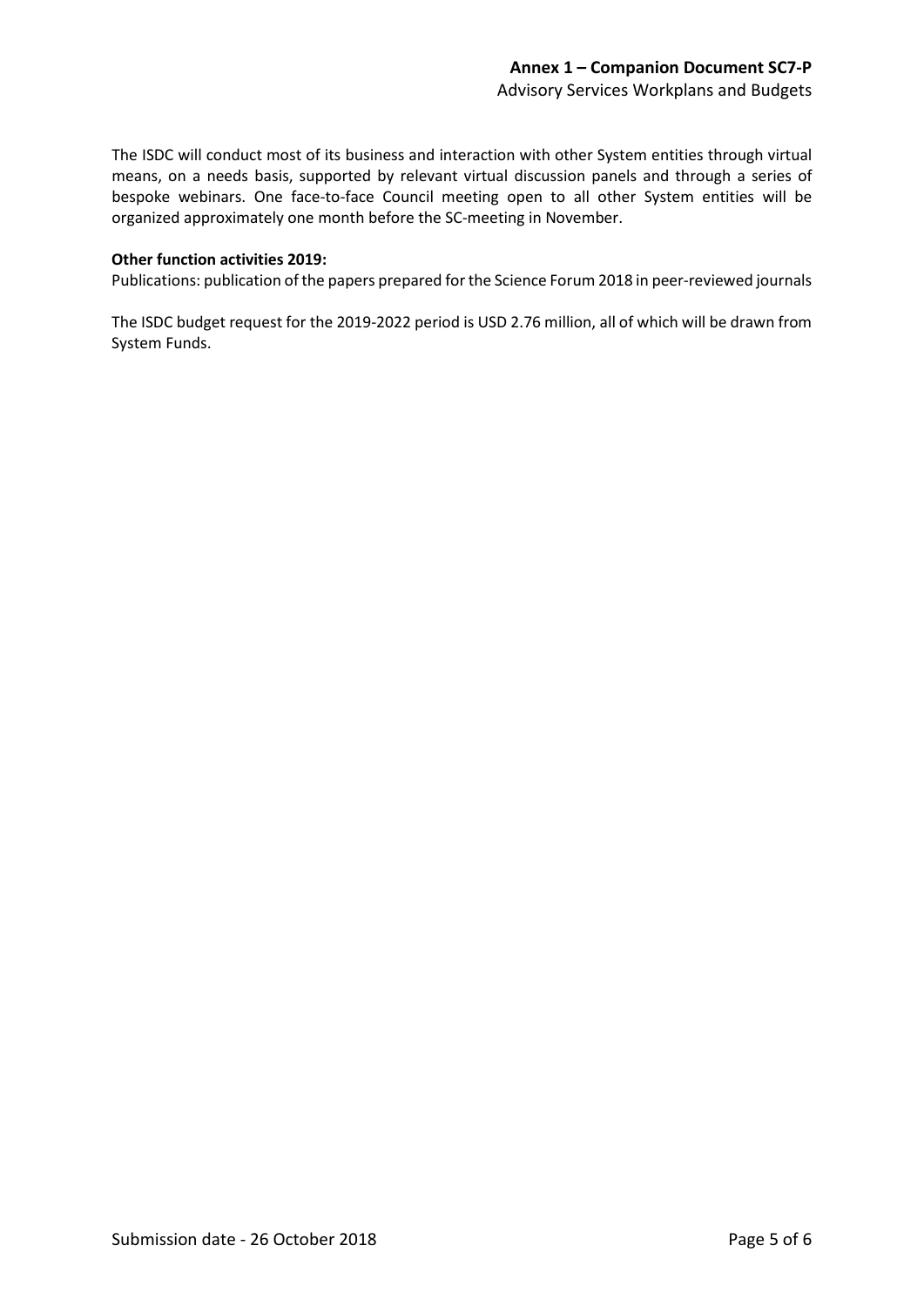The ISDC will conduct most of its business and interaction with other System entities through virtual means, on a needs basis, supported by relevant virtual discussion panels and through a series of bespoke webinars. One face-to-face Council meeting open to all other System entities will be organized approximately one month before the SC-meeting in November.

**Other function activities 2019:**
Publications: publication of the papers prepared for the Science Forum 2018 in peer-reviewed journals

The ISDC budget request for the 2019-2022 period is USD 2.76 million, all of which will be drawn from System Funds.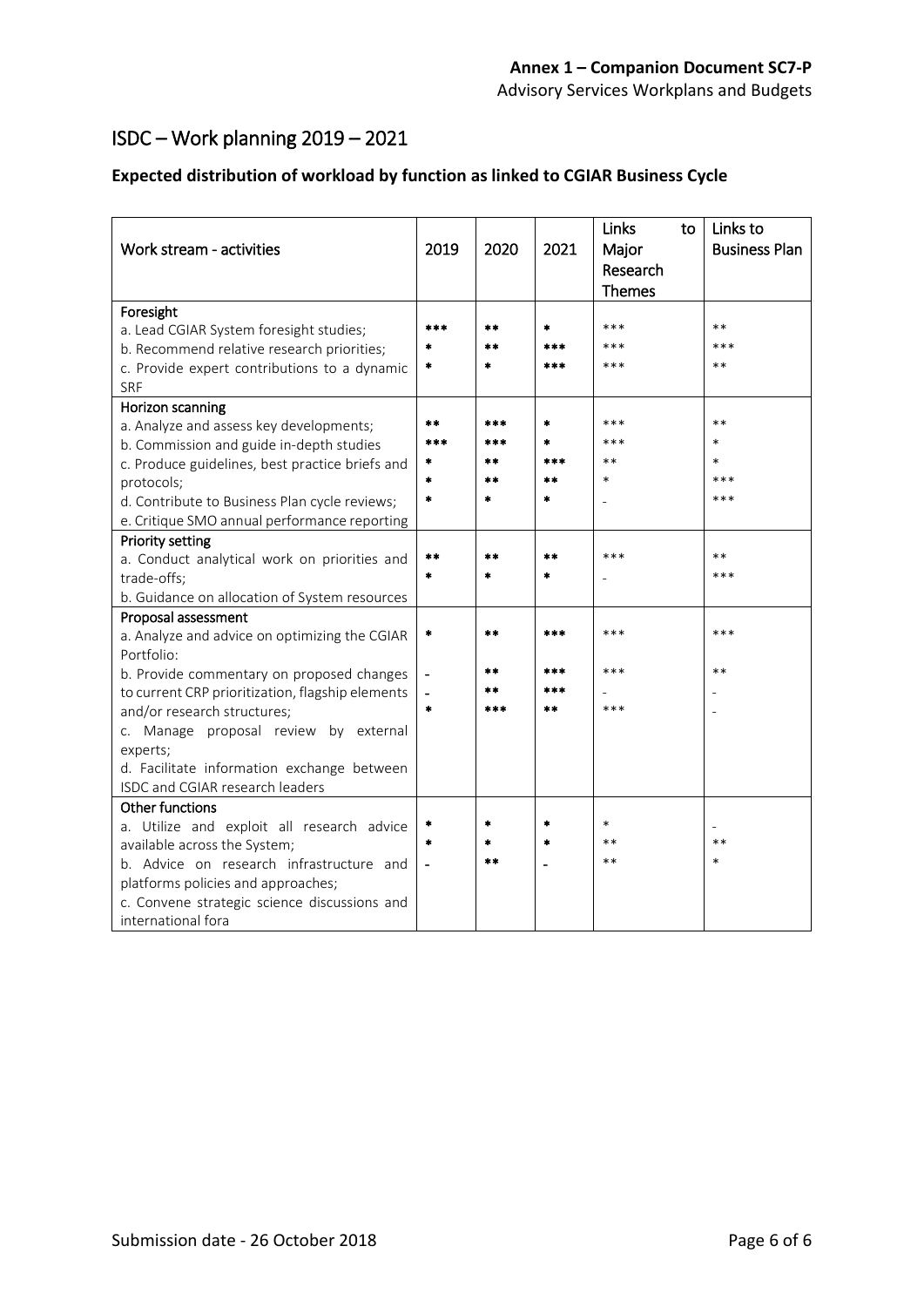# ISDC – Work planning 2019 – 2021

## Expected distribution of workload by function as linked to CGIAR Business Cycle

| Work stream - activities | 2019 | 2020 | 2021 | Links to Major Research Themes | Links to Business Plan |
|---|---|---|---|---|---|
| **Foresight** | | | | | |
| a. Lead CGIAR System foresight studies; | *** | ** | * | *** | ** |
| b. Recommend relative research priorities; | * | ** | *** | *** | *** |
| c. Provide expert contributions to a dynamic SRF | * | * | *** | *** | ** |
| **Horizon scanning** | | | | | |
| a. Analyze and assess key developments; | ** | *** | * | *** | ** |
| b. Commission and guide in-depth studies | *** | *** | * | *** | * |
| c. Produce guidelines, best practice briefs and protocols; | * | ** | *** | ** | * |
| d. Contribute to Business Plan cycle reviews; | * | ** | ** | * | *** |
| e. Critique SMO annual performance reporting | * | * | * | - | *** |
| **Priority setting** | | | | | |
| a. Conduct analytical work on priorities and trade-offs; | ** | ** | ** | *** | ** |
| b. Guidance on allocation of System resources | * | * | * | - | *** |
| **Proposal assessment** | | | | | |
| a. Analyze and advice on optimizing the CGIAR Portfolio: | * | ** | *** | *** | *** |
| b. Provide commentary on proposed changes to current CRP prioritization, flagship elements and/or research structures; | - | ** | *** | *** | ** |
| c. Manage proposal review by external experts; | - | ** | *** | - | - |
| d. Facilitate information exchange between ISDC and CGIAR research leaders | * | *** | ** | *** | - |
| **Other functions** | | | | | |
| a. Utilize and exploit all research advice available across the System; | * | * | * | * | - |
| b. Advice on research infrastructure and platforms policies and approaches; | * | * | * | ** | ** |
| c. Convene strategic science discussions and international fora | - | ** | - | ** | * |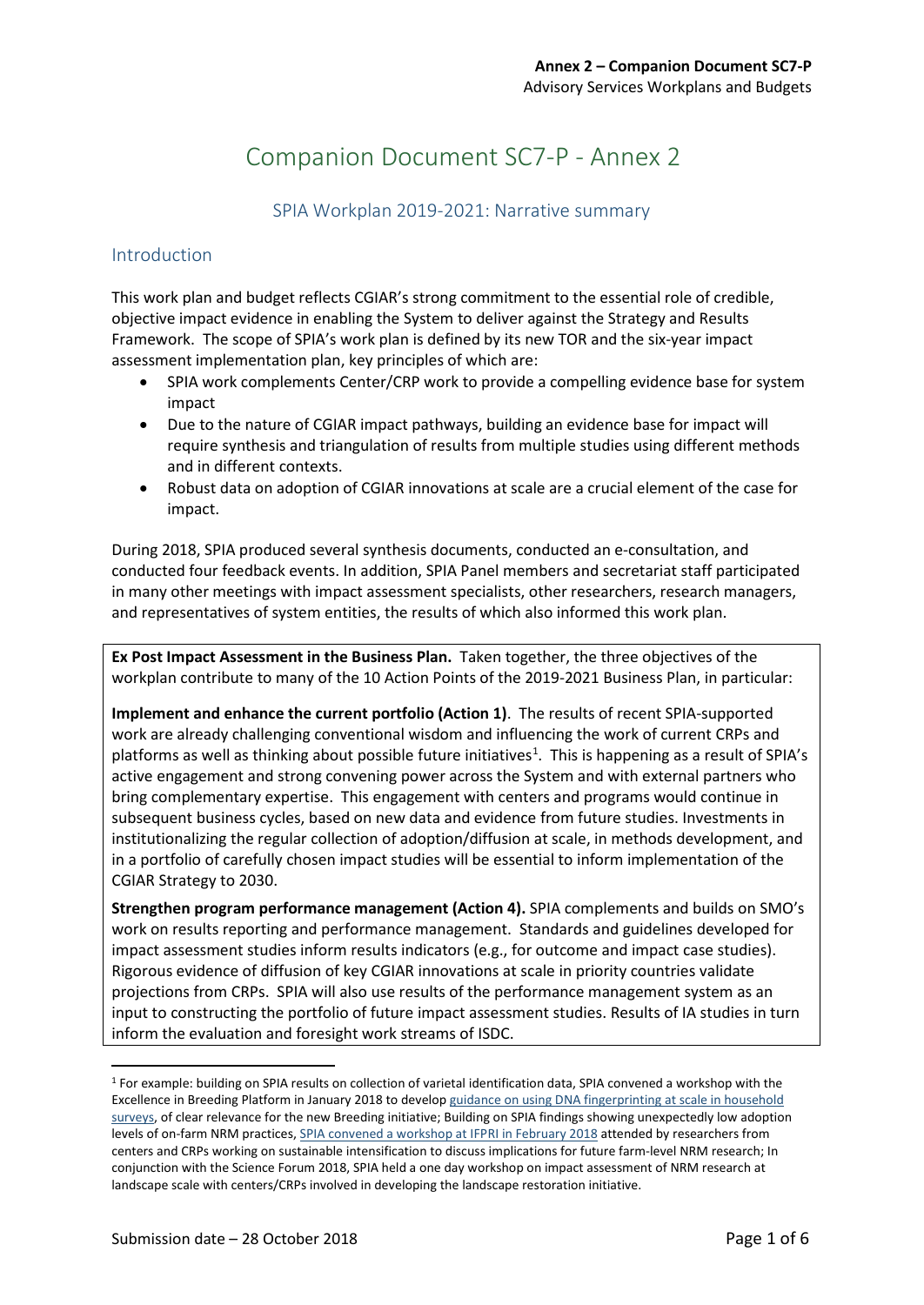# Companion Document SC7-P - Annex 2

## SPIA Workplan 2019-2021: Narrative summary

### Introduction

This work plan and budget reflects CGIAR's strong commitment to the essential role of credible, objective impact evidence in enabling the System to deliver against the Strategy and Results Framework. The scope of SPIA's work plan is defined by its new TOR and the six-year impact assessment implementation plan, key principles of which are:

- SPIA work complements Center/CRP work to provide a compelling evidence base for system impact
- Due to the nature of CGIAR impact pathways, building an evidence base for impact will require synthesis and triangulation of results from multiple studies using different methods and in different contexts.
- Robust data on adoption of CGIAR innovations at scale are a crucial element of the case for impact.

During 2018, SPIA produced several synthesis documents, conducted an e-consultation, and conducted four feedback events. In addition, SPIA Panel members and secretariat staff participated in many other meetings with impact assessment specialists, other researchers, research managers, and representatives of system entities, the results of which also informed this work plan.

**Ex Post Impact Assessment in the Business Plan.** Taken together, the three objectives of the workplan contribute to many of the 10 Action Points of the 2019-2021 Business Plan, in particular:

**Implement and enhance the current portfolio (Action 1)**. The results of recent SPIA-supported work are already challenging conventional wisdom and influencing the work of current CRPs and platforms as well as thinking about possible future initiatives[1]. This is happening as a result of SPIA's active engagement and strong convening power across the System and with external partners who bring complementary expertise. This engagement with centers and programs would continue in subsequent business cycles, based on new data and evidence from future studies. Investments in institutionalizing the regular collection of adoption/diffusion at scale, in methods development, and in a portfolio of carefully chosen impact studies will be essential to inform implementation of the CGIAR Strategy to 2030.

**Strengthen program performance management (Action 4).** SPIA complements and builds on SMO's work on results reporting and performance management. Standards and guidelines developed for impact assessment studies inform results indicators (e.g., for outcome and impact case studies). Rigorous evidence of diffusion of key CGIAR innovations at scale in priority countries validate projections from CRPs. SPIA will also use results of the performance management system as an input to constructing the portfolio of future impact assessment studies. Results of IA studies in turn inform the evaluation and foresight work streams of ISDC.

[1] For example: building on SPIA results on collection of varietal identification data, SPIA convened a workshop with the Excellence in Breeding Platform in January 2018 to develop guidance on using DNA fingerprinting at scale in household surveys, of clear relevance for the new Breeding initiative; Building on SPIA findings showing unexpectedly low adoption levels of on-farm NRM practices, SPIA convened a workshop at IFPRI in February 2018 attended by researchers from centers and CRPs working on sustainable intensification to discuss implications for future farm-level NRM research; In conjunction with the Science Forum 2018, SPIA held a one day workshop on impact assessment of NRM research at landscape scale with centers/CRPs involved in developing the landscape restoration initiative.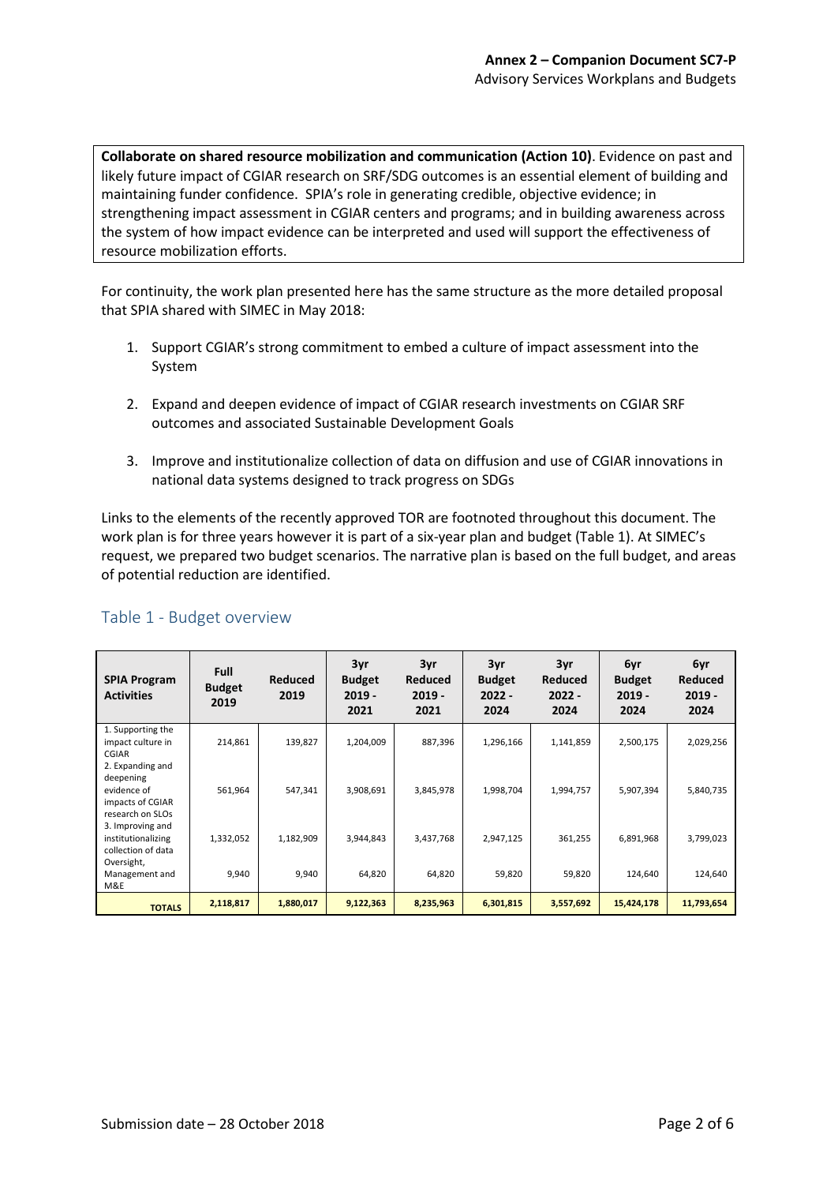**Collaborate on shared resource mobilization and communication (Action 10)**. Evidence on past and likely future impact of CGIAR research on SRF/SDG outcomes is an essential element of building and maintaining funder confidence. SPIA's role in generating credible, objective evidence; in strengthening impact assessment in CGIAR centers and programs; and in building awareness across the system of how impact evidence can be interpreted and used will support the effectiveness of resource mobilization efforts.

For continuity, the work plan presented here has the same structure as the more detailed proposal that SPIA shared with SIMEC in May 2018:

1. Support CGIAR's strong commitment to embed a culture of impact assessment into the System

2. Expand and deepen evidence of impact of CGIAR research investments on CGIAR SRF outcomes and associated Sustainable Development Goals

3. Improve and institutionalize collection of data on diffusion and use of CGIAR innovations in national data systems designed to track progress on SDGs

Links to the elements of the recently approved TOR are footnoted throughout this document. The work plan is for three years however it is part of a six-year plan and budget (Table 1). At SIMEC's request, we prepared two budget scenarios. The narrative plan is based on the full budget, and areas of potential reduction are identified.

## Table 1 - Budget overview

| SPIA Program Activities | Full Budget 2019 | Reduced 2019 | 3yr Budget 2019 - 2021 | 3yr Reduced 2019 - 2021 | 3yr Budget 2022 - 2024 | 3yr Reduced 2022 - 2024 | 6yr Budget 2019 - 2024 | 6yr Reduced 2019 - 2024 |
|---|---|---|---|---|---|---|---|---|
| 1. Supporting the impact culture in CGIAR | 214,861 | 139,827 | 1,204,009 | 887,396 | 1,296,166 | 1,141,859 | 2,500,175 | 2,029,256 |
| 2. Expanding and deepening evidence of impacts of CGIAR research on SLOs | 561,964 | 547,341 | 3,908,691 | 3,845,978 | 1,998,704 | 1,994,757 | 5,907,394 | 5,840,735 |
| 3. Improving and institutionalizing collection of data | 1,332,052 | 1,182,909 | 3,944,843 | 3,437,768 | 2,947,125 | 361,255 | 6,891,968 | 3,799,023 |
| Oversight, Management and M&E | 9,940 | 9,940 | 64,820 | 64,820 | 59,820 | 59,820 | 124,640 | 124,640 |
| **TOTALS** | **2,118,817** | **1,880,017** | **9,122,363** | **8,235,963** | **6,301,815** | **3,557,692** | **15,424,178** | **11,793,654** |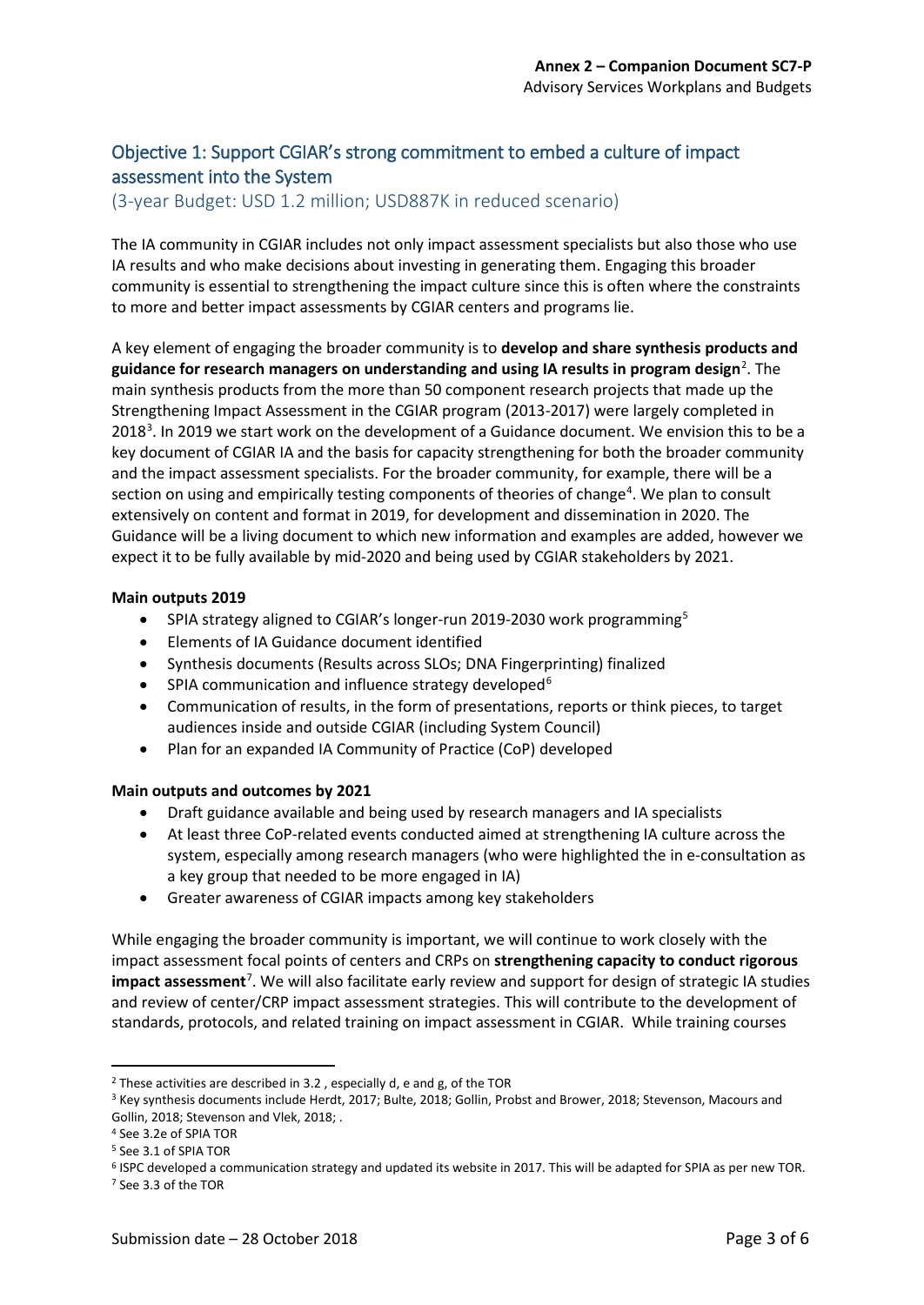## Objective 1: Support CGIAR's strong commitment to embed a culture of impact assessment into the System

(3-year Budget: USD 1.2 million; USD887K in reduced scenario)

The IA community in CGIAR includes not only impact assessment specialists but also those who use IA results and who make decisions about investing in generating them. Engaging this broader community is essential to strengthening the impact culture since this is often where the constraints to more and better impact assessments by CGIAR centers and programs lie.

A key element of engaging the broader community is to **develop and share synthesis products and guidance for research managers on understanding and using IA results in program design**[2]. The main synthesis products from the more than 50 component research projects that made up the Strengthening Impact Assessment in the CGIAR program (2013-2017) were largely completed in 2018[3]. In 2019 we start work on the development of a Guidance document. We envision this to be a key document of CGIAR IA and the basis for capacity strengthening for both the broader community and the impact assessment specialists. For the broader community, for example, there will be a section on using and empirically testing components of theories of change[4]. We plan to consult extensively on content and format in 2019, for development and dissemination in 2020. The Guidance will be a living document to which new information and examples are added, however we expect it to be fully available by mid-2020 and being used by CGIAR stakeholders by 2021.

**Main outputs 2019**

- SPIA strategy aligned to CGIAR's longer-run 2019-2030 work programming[5]
- Elements of IA Guidance document identified
- Synthesis documents (Results across SLOs; DNA Fingerprinting) finalized
- SPIA communication and influence strategy developed[6]
- Communication of results, in the form of presentations, reports or think pieces, to target audiences inside and outside CGIAR (including System Council)
- Plan for an expanded IA Community of Practice (CoP) developed

**Main outputs and outcomes by 2021**

- Draft guidance available and being used by research managers and IA specialists
- At least three CoP-related events conducted aimed at strengthening IA culture across the system, especially among research managers (who were highlighted the in e-consultation as a key group that needed to be more engaged in IA)
- Greater awareness of CGIAR impacts among key stakeholders

While engaging the broader community is important, we will continue to work closely with the impact assessment focal points of centers and CRPs on **strengthening capacity to conduct rigorous impact assessment**[7]. We will also facilitate early review and support for design of strategic IA studies and review of center/CRP impact assessment strategies. This will contribute to the development of standards, protocols, and related training on impact assessment in CGIAR. While training courses

---

[2] These activities are described in 3.2 , especially d, e and g, of the TOR

[3] Key synthesis documents include Herdt, 2017; Bulte, 2018; Gollin, Probst and Brower, 2018; Stevenson, Macours and Gollin, 2018; Stevenson and Vlek, 2018; .

[4] See 3.2e of SPIA TOR

[5] See 3.1 of SPIA TOR

[6] ISPC developed a communication strategy and updated its website in 2017. This will be adapted for SPIA as per new TOR.

[7] See 3.3 of the TOR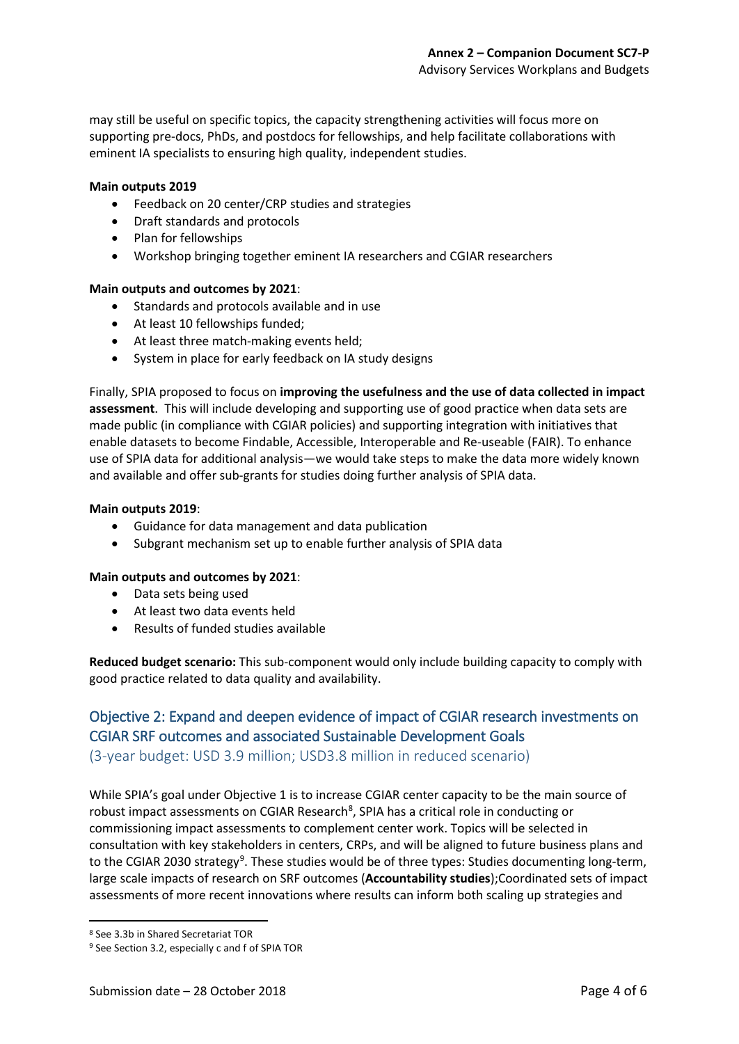may still be useful on specific topics, the capacity strengthening activities will focus more on supporting pre-docs, PhDs, and postdocs for fellowships, and help facilitate collaborations with eminent IA specialists to ensuring high quality, independent studies.

**Main outputs 2019**

- Feedback on 20 center/CRP studies and strategies
- Draft standards and protocols
- Plan for fellowships
- Workshop bringing together eminent IA researchers and CGIAR researchers

**Main outputs and outcomes by 2021**:

- Standards and protocols available and in use
- At least 10 fellowships funded;
- At least three match-making events held;
- System in place for early feedback on IA study designs

Finally, SPIA proposed to focus on **improving the usefulness and the use of data collected in impact assessment**. This will include developing and supporting use of good practice when data sets are made public (in compliance with CGIAR policies) and supporting integration with initiatives that enable datasets to become Findable, Accessible, Interoperable and Re-useable (FAIR). To enhance use of SPIA data for additional analysis—we would take steps to make the data more widely known and available and offer sub-grants for studies doing further analysis of SPIA data.

**Main outputs 2019**:

- Guidance for data management and data publication
- Subgrant mechanism set up to enable further analysis of SPIA data

**Main outputs and outcomes by 2021**:

- Data sets being used
- At least two data events held
- Results of funded studies available

**Reduced budget scenario:** This sub-component would only include building capacity to comply with good practice related to data quality and availability.

## Objective 2: Expand and deepen evidence of impact of CGIAR research investments on CGIAR SRF outcomes and associated Sustainable Development Goals

(3-year budget: USD 3.9 million; USD3.8 million in reduced scenario)

While SPIA's goal under Objective 1 is to increase CGIAR center capacity to be the main source of robust impact assessments on CGIAR Research[8], SPIA has a critical role in conducting or commissioning impact assessments to complement center work. Topics will be selected in consultation with key stakeholders in centers, CRPs, and will be aligned to future business plans and to the CGIAR 2030 strategy[9]. These studies would be of three types: Studies documenting long-term, large scale impacts of research on SRF outcomes (**Accountability studies**);Coordinated sets of impact assessments of more recent innovations where results can inform both scaling up strategies and

[8] See 3.3b in Shared Secretariat TOR

[9] See Section 3.2, especially c and f of SPIA TOR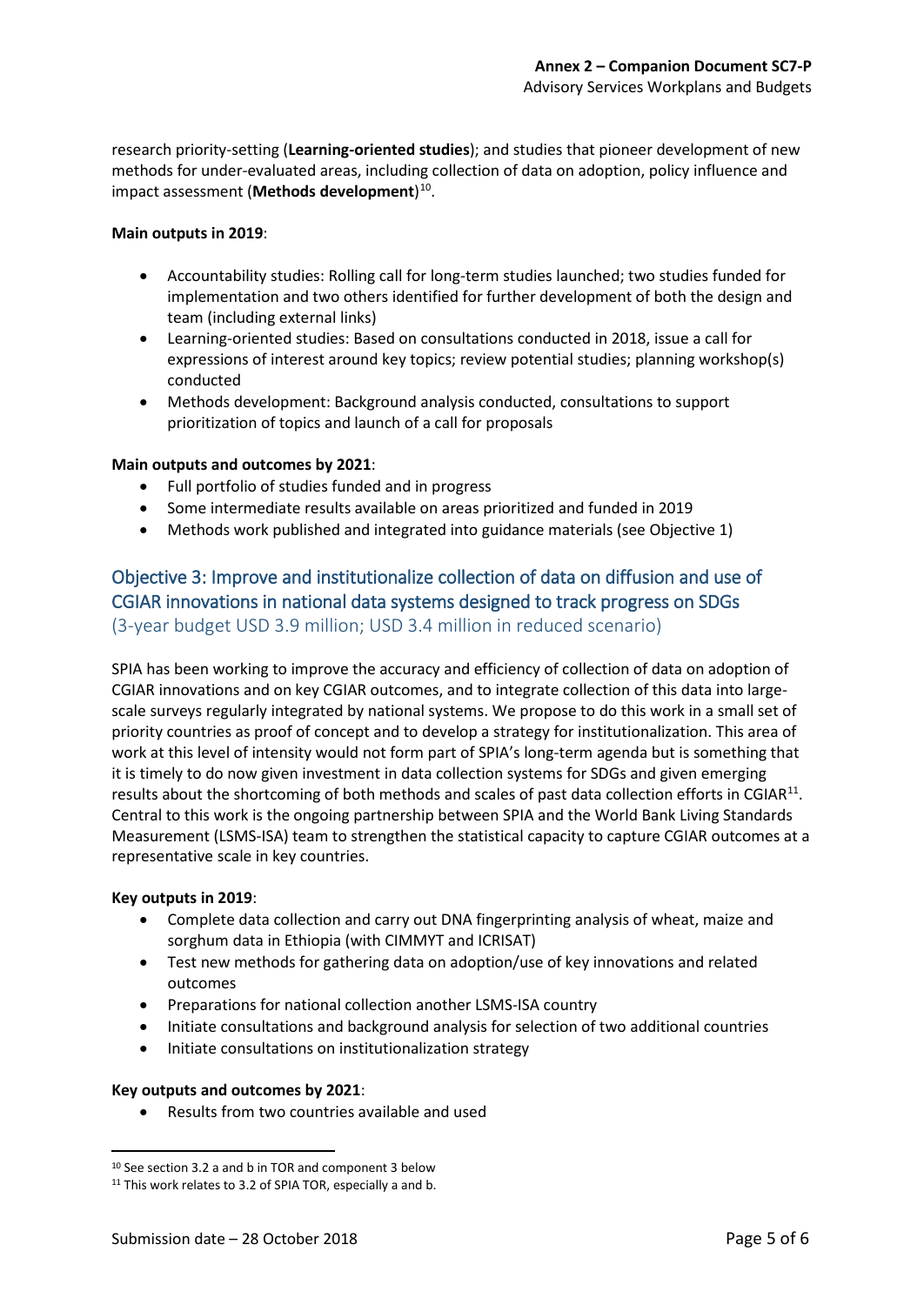research priority-setting (**Learning-oriented studies**); and studies that pioneer development of new methods for under-evaluated areas, including collection of data on adoption, policy influence and impact assessment (**Methods development**)[10].

**Main outputs in 2019**:

- Accountability studies: Rolling call for long-term studies launched; two studies funded for implementation and two others identified for further development of both the design and team (including external links)
- Learning-oriented studies: Based on consultations conducted in 2018, issue a call for expressions of interest around key topics; review potential studies; planning workshop(s) conducted
- Methods development: Background analysis conducted, consultations to support prioritization of topics and launch of a call for proposals

**Main outputs and outcomes by 2021**:

- Full portfolio of studies funded and in progress
- Some intermediate results available on areas prioritized and funded in 2019
- Methods work published and integrated into guidance materials (see Objective 1)

## Objective 3: Improve and institutionalize collection of data on diffusion and use of CGIAR innovations in national data systems designed to track progress on SDGs

(3-year budget USD 3.9 million; USD 3.4 million in reduced scenario)

SPIA has been working to improve the accuracy and efficiency of collection of data on adoption of CGIAR innovations and on key CGIAR outcomes, and to integrate collection of this data into large-scale surveys regularly integrated by national systems. We propose to do this work in a small set of priority countries as proof of concept and to develop a strategy for institutionalization. This area of work at this level of intensity would not form part of SPIA's long-term agenda but is something that it is timely to do now given investment in data collection systems for SDGs and given emerging results about the shortcoming of both methods and scales of past data collection efforts in CGIAR[11]. Central to this work is the ongoing partnership between SPIA and the World Bank Living Standards Measurement (LSMS-ISA) team to strengthen the statistical capacity to capture CGIAR outcomes at a representative scale in key countries.

**Key outputs in 2019**:

- Complete data collection and carry out DNA fingerprinting analysis of wheat, maize and sorghum data in Ethiopia (with CIMMYT and ICRISAT)
- Test new methods for gathering data on adoption/use of key innovations and related outcomes
- Preparations for national collection another LSMS-ISA country
- Initiate consultations and background analysis for selection of two additional countries
- Initiate consultations on institutionalization strategy

**Key outputs and outcomes by 2021**:

- Results from two countries available and used

---

[10] See section 3.2 a and b in TOR and component 3 below

[11] This work relates to 3.2 of SPIA TOR, especially a and b.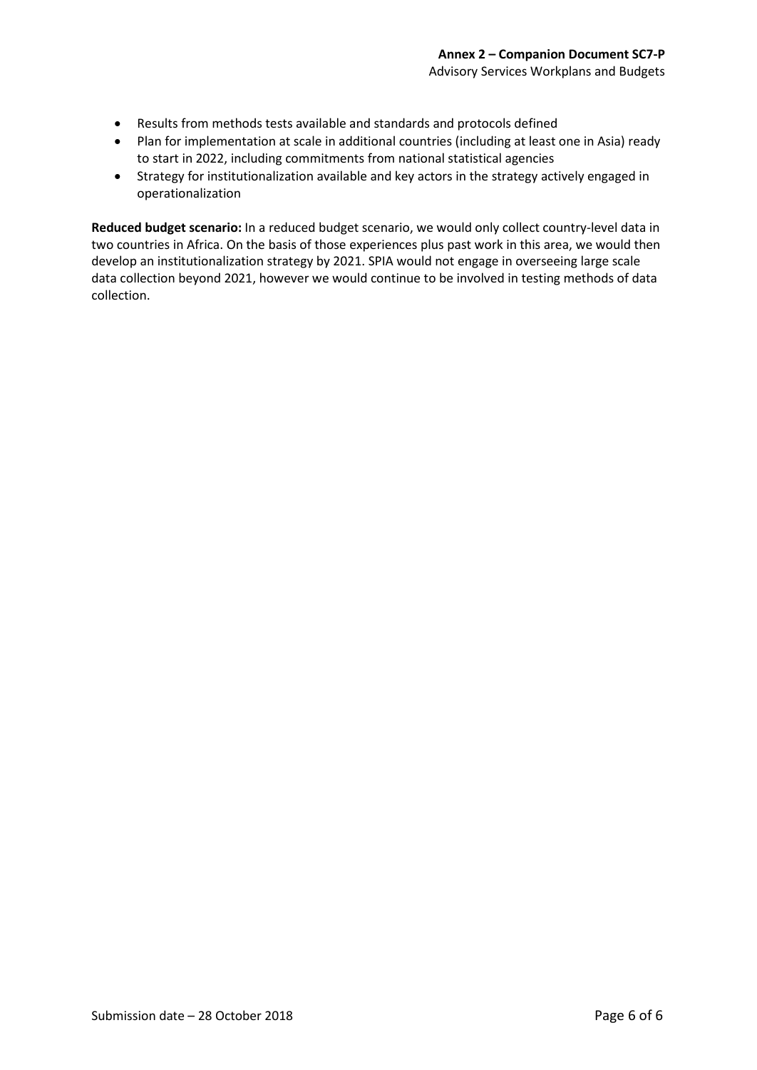- Results from methods tests available and standards and protocols defined
- Plan for implementation at scale in additional countries (including at least one in Asia) ready to start in 2022, including commitments from national statistical agencies
- Strategy for institutionalization available and key actors in the strategy actively engaged in operationalization

**Reduced budget scenario:** In a reduced budget scenario, we would only collect country-level data in two countries in Africa. On the basis of those experiences plus past work in this area, we would then develop an institutionalization strategy by 2021. SPIA would not engage in overseeing large scale data collection beyond 2021, however we would continue to be involved in testing methods of data collection.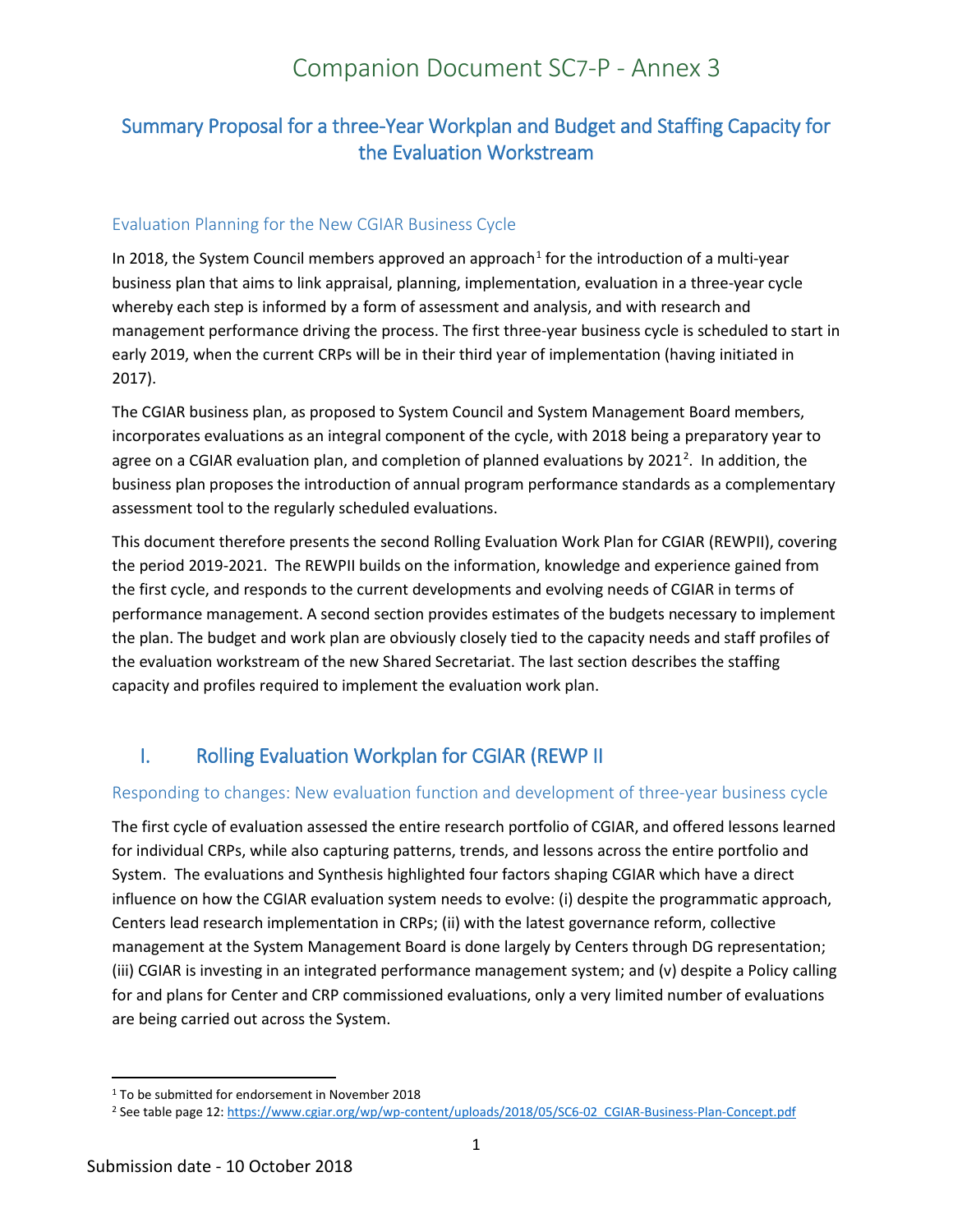# Companion Document SC7-P - Annex 3

## Summary Proposal for a three-Year Workplan and Budget and Staffing Capacity for the Evaluation Workstream

### Evaluation Planning for the New CGIAR Business Cycle

In 2018, the System Council members approved an approach[1] for the introduction of a multi-year business plan that aims to link appraisal, planning, implementation, evaluation in a three-year cycle whereby each step is informed by a form of assessment and analysis, and with research and management performance driving the process. The first three-year business cycle is scheduled to start in early 2019, when the current CRPs will be in their third year of implementation (having initiated in 2017).

The CGIAR business plan, as proposed to System Council and System Management Board members, incorporates evaluations as an integral component of the cycle, with 2018 being a preparatory year to agree on a CGIAR evaluation plan, and completion of planned evaluations by 2021[2]. In addition, the business plan proposes the introduction of annual program performance standards as a complementary assessment tool to the regularly scheduled evaluations.

This document therefore presents the second Rolling Evaluation Work Plan for CGIAR (REWPII), covering the period 2019-2021. The REWPII builds on the information, knowledge and experience gained from the first cycle, and responds to the current developments and evolving needs of CGIAR in terms of performance management. A second section provides estimates of the budgets necessary to implement the plan. The budget and work plan are obviously closely tied to the capacity needs and staff profiles of the evaluation workstream of the new Shared Secretariat. The last section describes the staffing capacity and profiles required to implement the evaluation work plan.

## I. Rolling Evaluation Workplan for CGIAR (REWP II

### Responding to changes: New evaluation function and development of three-year business cycle

The first cycle of evaluation assessed the entire research portfolio of CGIAR, and offered lessons learned for individual CRPs, while also capturing patterns, trends, and lessons across the entire portfolio and System. The evaluations and Synthesis highlighted four factors shaping CGIAR which have a direct influence on how the CGIAR evaluation system needs to evolve: (i) despite the programmatic approach, Centers lead research implementation in CRPs; (ii) with the latest governance reform, collective management at the System Management Board is done largely by Centers through DG representation; (iii) CGIAR is investing in an integrated performance management system; and (v) despite a Policy calling for and plans for Center and CRP commissioned evaluations, only a very limited number of evaluations are being carried out across the System.

---

[1] To be submitted for endorsement in November 2018

[2] See table page 12: https://www.cgiar.org/wp/wp-content/uploads/2018/05/SC6-02_CGIAR-Business-Plan-Concept.pdf

Submission date - 10 October 2018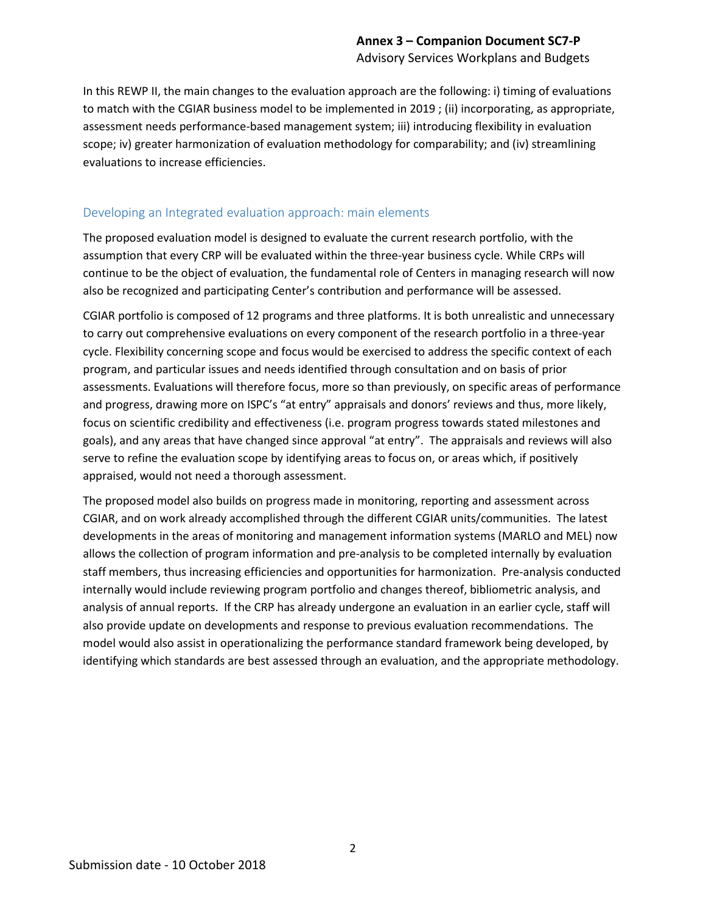In this REWP II, the main changes to the evaluation approach are the following: i) timing of evaluations to match with the CGIAR business model to be implemented in 2019 ; (ii) incorporating, as appropriate, assessment needs performance-based management system; iii) introducing flexibility in evaluation scope; iv) greater harmonization of evaluation methodology for comparability; and (iv) streamlining evaluations to increase efficiencies.

## Developing an Integrated evaluation approach: main elements

The proposed evaluation model is designed to evaluate the current research portfolio, with the assumption that every CRP will be evaluated within the three-year business cycle. While CRPs will continue to be the object of evaluation, the fundamental role of Centers in managing research will now also be recognized and participating Center's contribution and performance will be assessed.

CGIAR portfolio is composed of 12 programs and three platforms. It is both unrealistic and unnecessary to carry out comprehensive evaluations on every component of the research portfolio in a three-year cycle. Flexibility concerning scope and focus would be exercised to address the specific context of each program, and particular issues and needs identified through consultation and on basis of prior assessments. Evaluations will therefore focus, more so than previously, on specific areas of performance and progress, drawing more on ISPC's "at entry" appraisals and donors' reviews and thus, more likely, focus on scientific credibility and effectiveness (i.e. program progress towards stated milestones and goals), and any areas that have changed since approval "at entry". The appraisals and reviews will also serve to refine the evaluation scope by identifying areas to focus on, or areas which, if positively appraised, would not need a thorough assessment.

The proposed model also builds on progress made in monitoring, reporting and assessment across CGIAR, and on work already accomplished through the different CGIAR units/communities. The latest developments in the areas of monitoring and management information systems (MARLO and MEL) now allows the collection of program information and pre-analysis to be completed internally by evaluation staff members, thus increasing efficiencies and opportunities for harmonization. Pre-analysis conducted internally would include reviewing program portfolio and changes thereof, bibliometric analysis, and analysis of annual reports. If the CRP has already undergone an evaluation in an earlier cycle, staff will also provide update on developments and response to previous evaluation recommendations. The model would also assist in operationalizing the performance standard framework being developed, by identifying which standards are best assessed through an evaluation, and the appropriate methodology.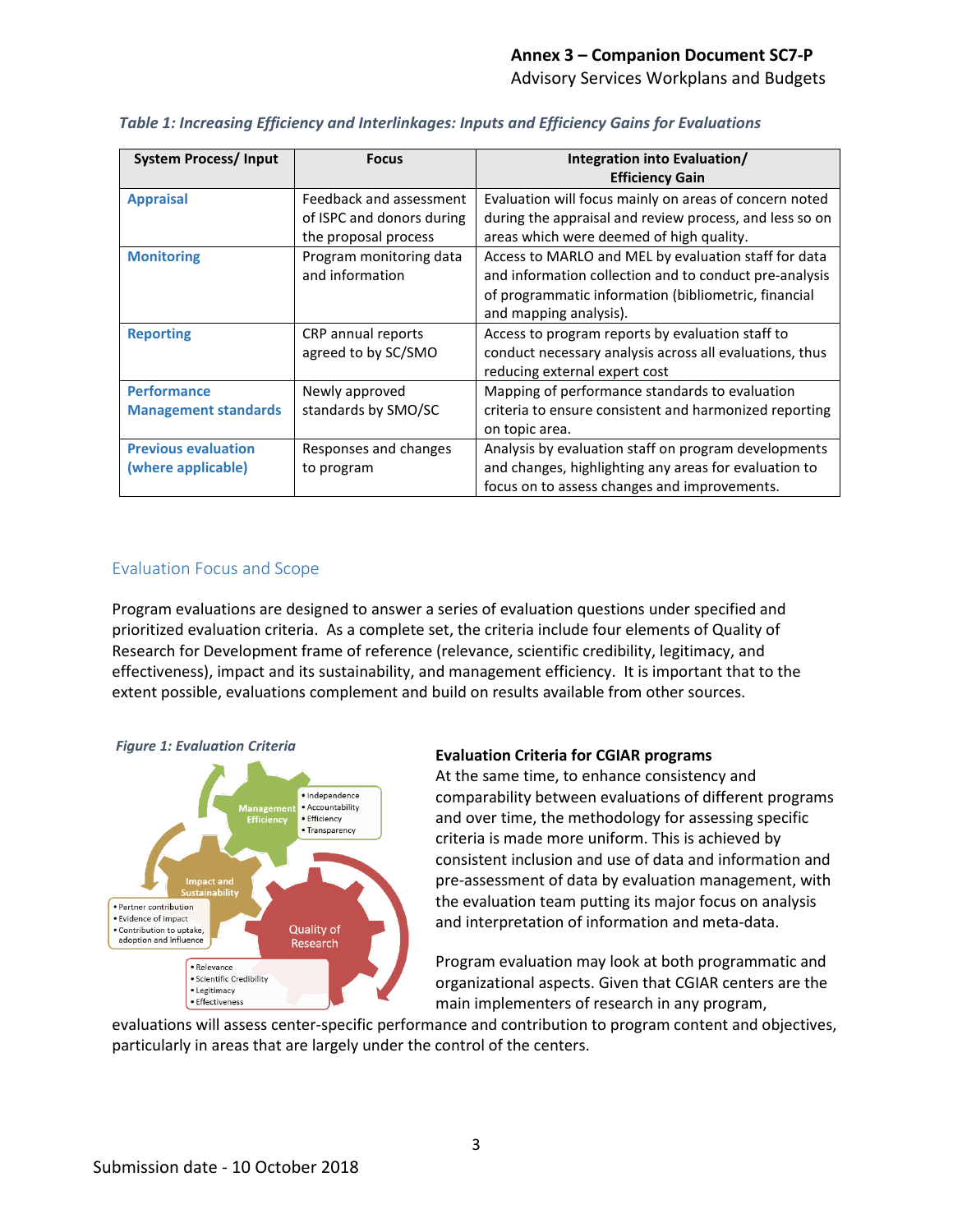*Table 1: Increasing Efficiency and Interlinkages: Inputs and Efficiency Gains for Evaluations*

| System Process/ Input | Focus | Integration into Evaluation/ Efficiency Gain |
|---|---|---|
| **Appraisal** | Feedback and assessment of ISPC and donors during the proposal process | Evaluation will focus mainly on areas of concern noted during the appraisal and review process, and less so on areas which were deemed of high quality. |
| **Monitoring** | Program monitoring data and information | Access to MARLO and MEL by evaluation staff for data and information collection and to conduct pre-analysis of programmatic information (bibliometric, financial and mapping analysis). |
| **Reporting** | CRP annual reports agreed to by SC/SMO | Access to program reports by evaluation staff to conduct necessary analysis across all evaluations, thus reducing external expert cost |
| **Performance Management standards** | Newly approved standards by SMO/SC | Mapping of performance standards to evaluation criteria to ensure consistent and harmonized reporting on topic area. |
| **Previous evaluation (where applicable)** | Responses and changes to program | Analysis by evaluation staff on program developments and changes, highlighting any areas for evaluation to focus on to assess changes and improvements. |

## Evaluation Focus and Scope

Program evaluations are designed to answer a series of evaluation questions under specified and prioritized evaluation criteria. As a complete set, the criteria include four elements of Quality of Research for Development frame of reference (relevance, scientific credibility, legitimacy, and effectiveness), impact and its sustainability, and management efficiency. It is important that to the extent possible, evaluations complement and build on results available from other sources.

*Figure 1: Evaluation Criteria*

Management Efficiency
- Independence
- Accountability
- Efficiency
- Transparency

Impact and Sustainability
- Partner contribution
- Evidence of impact
- Contribution to uptake, adoption and influence

Quality of Research
- Relevance
- Scientific Credibility
- Legitimacy
- Effectiveness

**Evaluation Criteria for CGIAR programs**

At the same time, to enhance consistency and comparability between evaluations of different programs and over time, the methodology for assessing specific criteria is made more uniform. This is achieved by consistent inclusion and use of data and information and pre-assessment of data by evaluation management, with the evaluation team putting its major focus on analysis and interpretation of information and meta-data.

Program evaluation may look at both programmatic and organizational aspects. Given that CGIAR centers are the main implementers of research in any program, evaluations will assess center-specific performance and contribution to program content and objectives, particularly in areas that are largely under the control of the centers.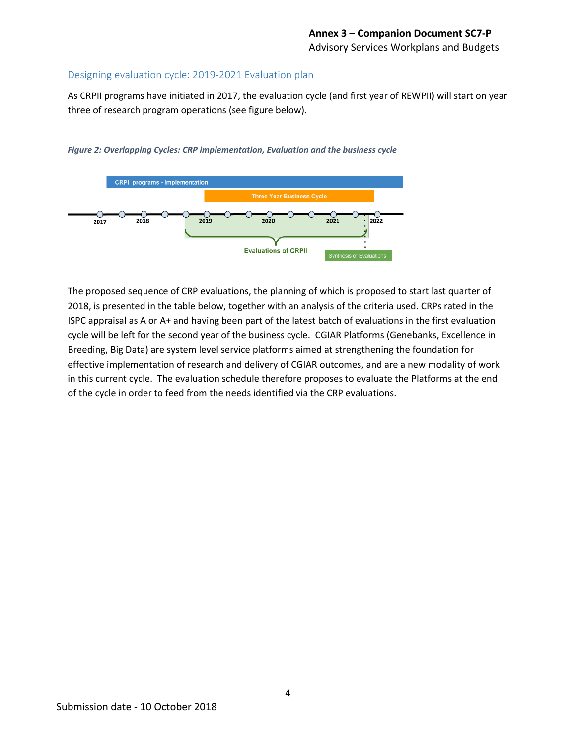## Designing evaluation cycle: 2019-2021 Evaluation plan

As CRPII programs have initiated in 2017, the evaluation cycle (and first year of REWPII) will start on year three of research program operations (see figure below).

*Figure 2: Overlapping Cycles: CRP implementation, Evaluation and the business cycle*

CRPII programs - implementation

Three Year Business Cycle

2017 2018 2019 2020 2021 2022

Evaluations of CRPII

Synthesis of Evaluations

The proposed sequence of CRP evaluations, the planning of which is proposed to start last quarter of 2018, is presented in the table below, together with an analysis of the criteria used. CRPs rated in the ISPC appraisal as A or A+ and having been part of the latest batch of evaluations in the first evaluation cycle will be left for the second year of the business cycle. CGIAR Platforms (Genebanks, Excellence in Breeding, Big Data) are system level service platforms aimed at strengthening the foundation for effective implementation of research and delivery of CGIAR outcomes, and are a new modality of work in this current cycle. The evaluation schedule therefore proposes to evaluate the Platforms at the end of the cycle in order to feed from the needs identified via the CRP evaluations.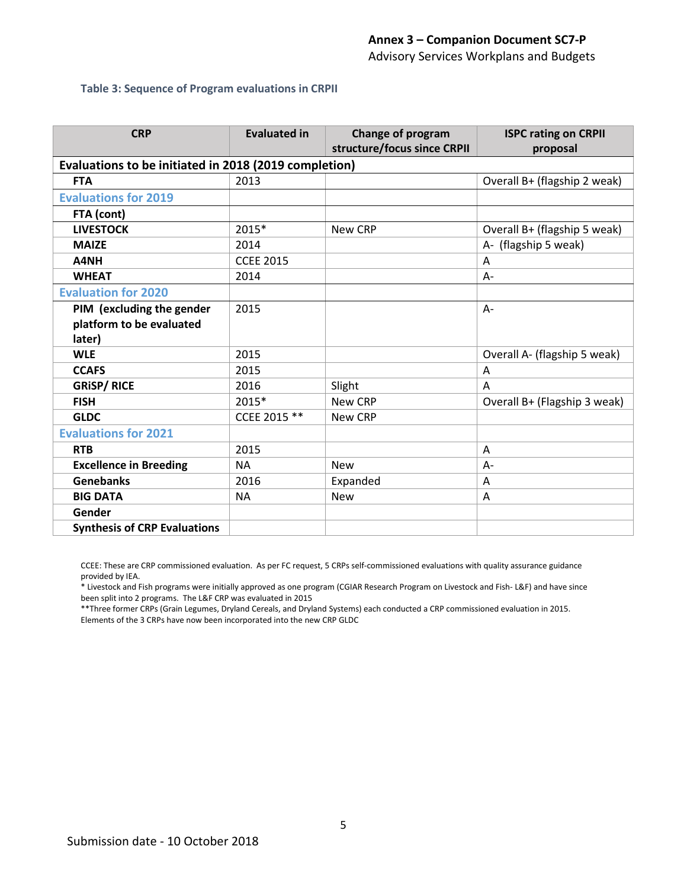Table 3: Sequence of Program evaluations in CRPII

| CRP | Evaluated in | Change of program structure/focus since CRPII | ISPC rating on CRPII proposal |
|---|---|---|---|
| **Evaluations to be initiated in 2018 (2019 completion)** | | | |
| **FTA** | 2013 | | Overall B+ (flagship 2 weak) |
| **Evaluations for 2019** | | | |
| **FTA (cont)** | | | |
| **LIVESTOCK** | 2015* | New CRP | Overall B+ (flagship 5 weak) |
| **MAIZE** | 2014 | | A- (flagship 5 weak) |
| **A4NH** | CCEE 2015 | | A |
| **WHEAT** | 2014 | | A- |
| **Evaluation for 2020** | | | |
| **PIM (excluding the gender platform to be evaluated later)** | 2015 | | A- |
| **WLE** | 2015 | | Overall A- (flagship 5 weak) |
| **CCAFS** | 2015 | | A |
| **GRiSP/ RICE** | 2016 | Slight | A |
| **FISH** | 2015* | New CRP | Overall B+ (Flagship 3 weak) |
| **GLDC** | CCEE 2015 ** | New CRP | |
| **Evaluations for 2021** | | | |
| **RTB** | 2015 | | A |
| **Excellence in Breeding** | NA | New | A- |
| **Genebanks** | 2016 | Expanded | A |
| **BIG DATA** | NA | New | A |
| **Gender** | | | |
| **Synthesis of CRP Evaluations** | | | |

CCEE: These are CRP commissioned evaluation. As per FC request, 5 CRPs self-commissioned evaluations with quality assurance guidance provided by IEA.

* Livestock and Fish programs were initially approved as one program (CGIAR Research Program on Livestock and Fish- L&F) and have since been split into 2 programs. The L&F CRP was evaluated in 2015

**Three former CRPs (Grain Legumes, Dryland Cereals, and Dryland Systems) each conducted a CRP commissioned evaluation in 2015. Elements of the 3 CRPs have now been incorporated into the new CRP GLDC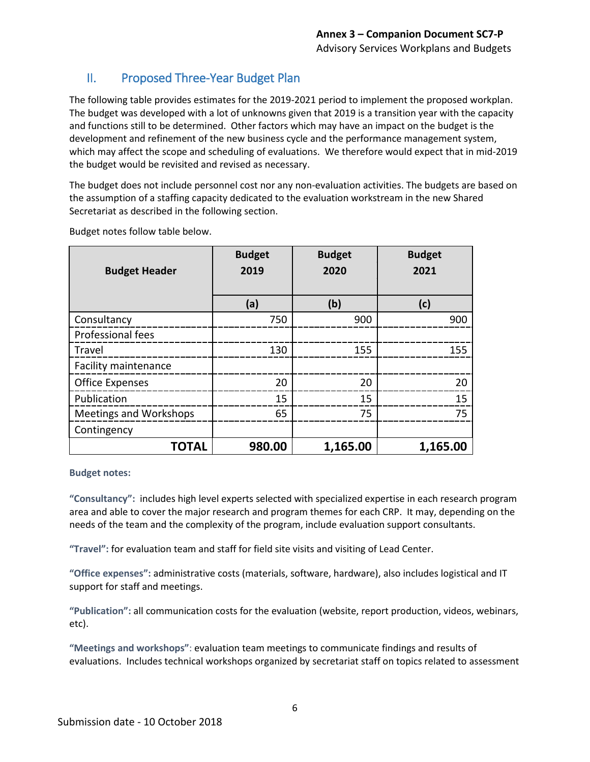## II. Proposed Three-Year Budget Plan

The following table provides estimates for the 2019-2021 period to implement the proposed workplan. The budget was developed with a lot of unknowns given that 2019 is a transition year with the capacity and functions still to be determined. Other factors which may have an impact on the budget is the development and refinement of the new business cycle and the performance management system, which may affect the scope and scheduling of evaluations. We therefore would expect that in mid-2019 the budget would be revisited and revised as necessary.

The budget does not include personnel cost nor any non-evaluation activities. The budgets are based on the assumption of a staffing capacity dedicated to the evaluation workstream in the new Shared Secretariat as described in the following section.

Budget notes follow table below.

| Budget Header | Budget 2019 | Budget 2020 | Budget 2021 |
|---|---|---|---|
| | (a) | (b) | (c) |
| Consultancy | 750 | 900 | 900 |
| Professional fees | | | |
| Travel | 130 | 155 | 155 |
| Facility maintenance | | | |
| Office Expenses | 20 | 20 | 20 |
| Publication | 15 | 15 | 15 |
| Meetings and Workshops | 65 | 75 | 75 |
| Contingency | | | |
| **TOTAL** | **980.00** | **1,165.00** | **1,165.00** |

**Budget notes:**

**"Consultancy":** includes high level experts selected with specialized expertise in each research program area and able to cover the major research and program themes for each CRP. It may, depending on the needs of the team and the complexity of the program, include evaluation support consultants.

**"Travel":** for evaluation team and staff for field site visits and visiting of Lead Center.

**"Office expenses":** administrative costs (materials, software, hardware), also includes logistical and IT support for staff and meetings.

**"Publication":** all communication costs for the evaluation (website, report production, videos, webinars, etc).

**"Meetings and workshops"**: evaluation team meetings to communicate findings and results of evaluations. Includes technical workshops organized by secretariat staff on topics related to assessment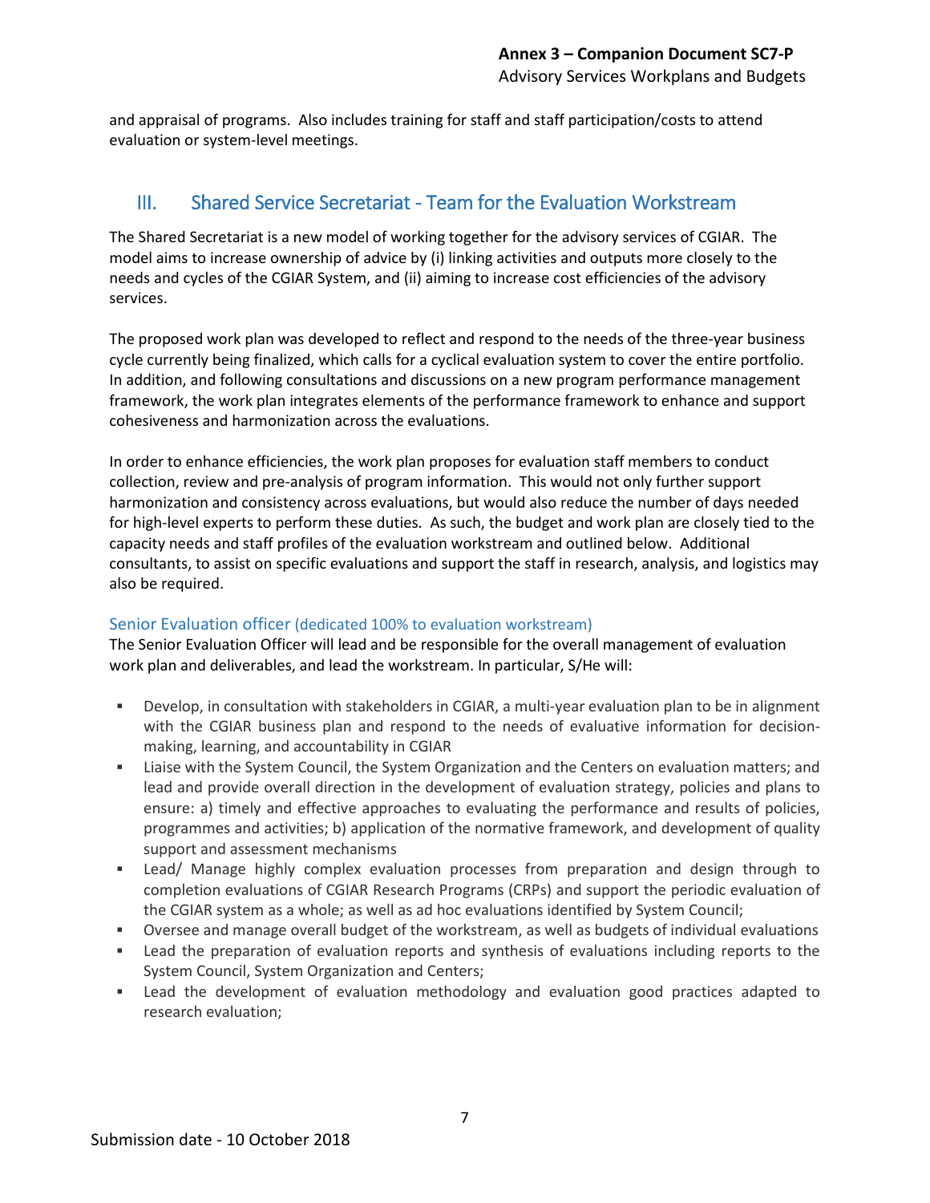and appraisal of programs. Also includes training for staff and staff participation/costs to attend evaluation or system-level meetings.

## III. Shared Service Secretariat - Team for the Evaluation Workstream

The Shared Secretariat is a new model of working together for the advisory services of CGIAR. The model aims to increase ownership of advice by (i) linking activities and outputs more closely to the needs and cycles of the CGIAR System, and (ii) aiming to increase cost efficiencies of the advisory services.

The proposed work plan was developed to reflect and respond to the needs of the three-year business cycle currently being finalized, which calls for a cyclical evaluation system to cover the entire portfolio. In addition, and following consultations and discussions on a new program performance management framework, the work plan integrates elements of the performance framework to enhance and support cohesiveness and harmonization across the evaluations.

In order to enhance efficiencies, the work plan proposes for evaluation staff members to conduct collection, review and pre-analysis of program information. This would not only further support harmonization and consistency across evaluations, but would also reduce the number of days needed for high-level experts to perform these duties. As such, the budget and work plan are closely tied to the capacity needs and staff profiles of the evaluation workstream and outlined below. Additional consultants, to assist on specific evaluations and support the staff in research, analysis, and logistics may also be required.

### Senior Evaluation officer (dedicated 100% to evaluation workstream)

The Senior Evaluation Officer will lead and be responsible for the overall management of evaluation work plan and deliverables, and lead the workstream. In particular, S/He will:

- Develop, in consultation with stakeholders in CGIAR, a multi-year evaluation plan to be in alignment with the CGIAR business plan and respond to the needs of evaluative information for decision-making, learning, and accountability in CGIAR
- Liaise with the System Council, the System Organization and the Centers on evaluation matters; and lead and provide overall direction in the development of evaluation strategy, policies and plans to ensure: a) timely and effective approaches to evaluating the performance and results of policies, programmes and activities; b) application of the normative framework, and development of quality support and assessment mechanisms
- Lead/ Manage highly complex evaluation processes from preparation and design through to completion evaluations of CGIAR Research Programs (CRPs) and support the periodic evaluation of the CGIAR system as a whole; as well as ad hoc evaluations identified by System Council;
- Oversee and manage overall budget of the workstream, as well as budgets of individual evaluations
- Lead the preparation of evaluation reports and synthesis of evaluations including reports to the System Council, System Organization and Centers;
- Lead the development of evaluation methodology and evaluation good practices adapted to research evaluation;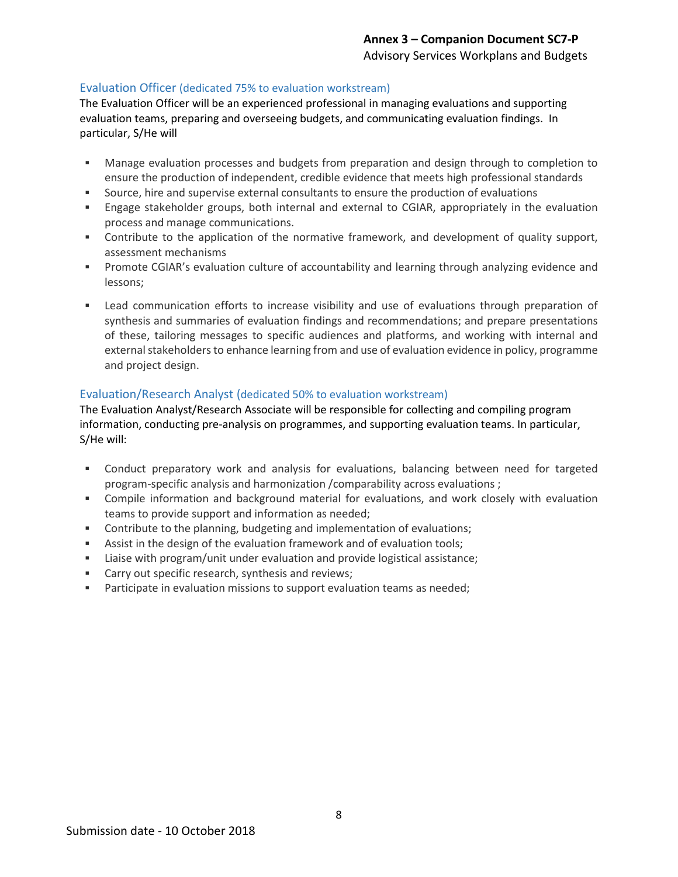### Evaluation Officer (dedicated 75% to evaluation workstream)

The Evaluation Officer will be an experienced professional in managing evaluations and supporting evaluation teams, preparing and overseeing budgets, and communicating evaluation findings. In particular, S/He will

- Manage evaluation processes and budgets from preparation and design through to completion to ensure the production of independent, credible evidence that meets high professional standards
- Source, hire and supervise external consultants to ensure the production of evaluations
- Engage stakeholder groups, both internal and external to CGIAR, appropriately in the evaluation process and manage communications.
- Contribute to the application of the normative framework, and development of quality support, assessment mechanisms
- Promote CGIAR's evaluation culture of accountability and learning through analyzing evidence and lessons;
- Lead communication efforts to increase visibility and use of evaluations through preparation of synthesis and summaries of evaluation findings and recommendations; and prepare presentations of these, tailoring messages to specific audiences and platforms, and working with internal and external stakeholders to enhance learning from and use of evaluation evidence in policy, programme and project design.

### Evaluation/Research Analyst (dedicated 50% to evaluation workstream)

The Evaluation Analyst/Research Associate will be responsible for collecting and compiling program information, conducting pre-analysis on programmes, and supporting evaluation teams. In particular, S/He will:

- Conduct preparatory work and analysis for evaluations, balancing between need for targeted program-specific analysis and harmonization /comparability across evaluations ;
- Compile information and background material for evaluations, and work closely with evaluation teams to provide support and information as needed;
- Contribute to the planning, budgeting and implementation of evaluations;
- Assist in the design of the evaluation framework and of evaluation tools;
- Liaise with program/unit under evaluation and provide logistical assistance;
- Carry out specific research, synthesis and reviews;
- Participate in evaluation missions to support evaluation teams as needed;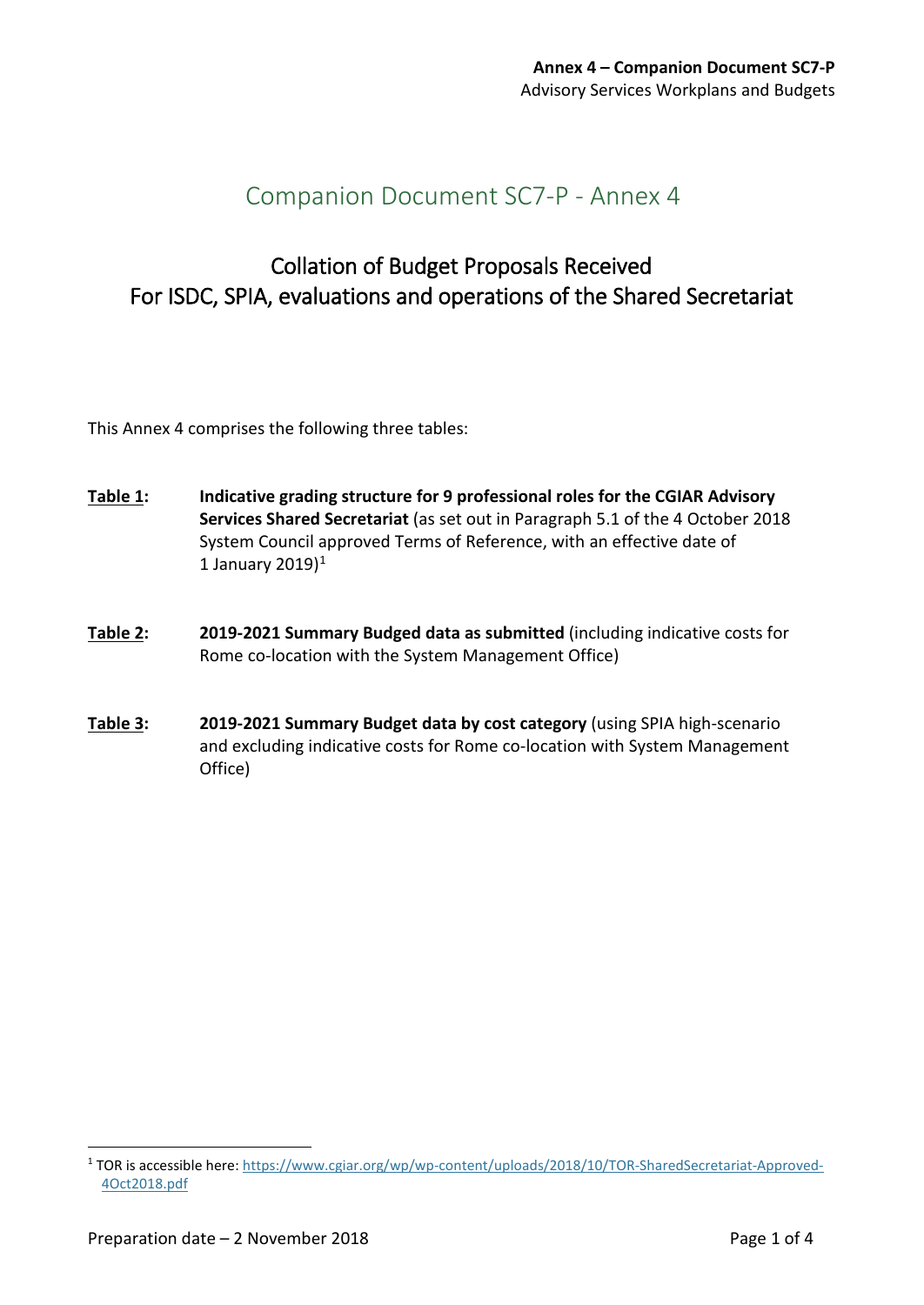# Companion Document SC7-P - Annex 4

## Collation of Budget Proposals Received
## For ISDC, SPIA, evaluations and operations of the Shared Secretariat

This Annex 4 comprises the following three tables:

**Table 1:** **Indicative grading structure for 9 professional roles for the CGIAR Advisory Services Shared Secretariat** (as set out in Paragraph 5.1 of the 4 October 2018 System Council approved Terms of Reference, with an effective date of 1 January 2019)[1]

**Table 2:** **2019-2021 Summary Budged data as submitted** (including indicative costs for Rome co-location with the System Management Office)

**Table 3:** **2019-2021 Summary Budget data by cost category** (using SPIA high-scenario and excluding indicative costs for Rome co-location with System Management Office)

[1] TOR is accessible here: https://www.cgiar.org/wp/wp-content/uploads/2018/10/TOR-SharedSecretariat-Approved-4Oct2018.pdf

Preparation date – 2 November 2018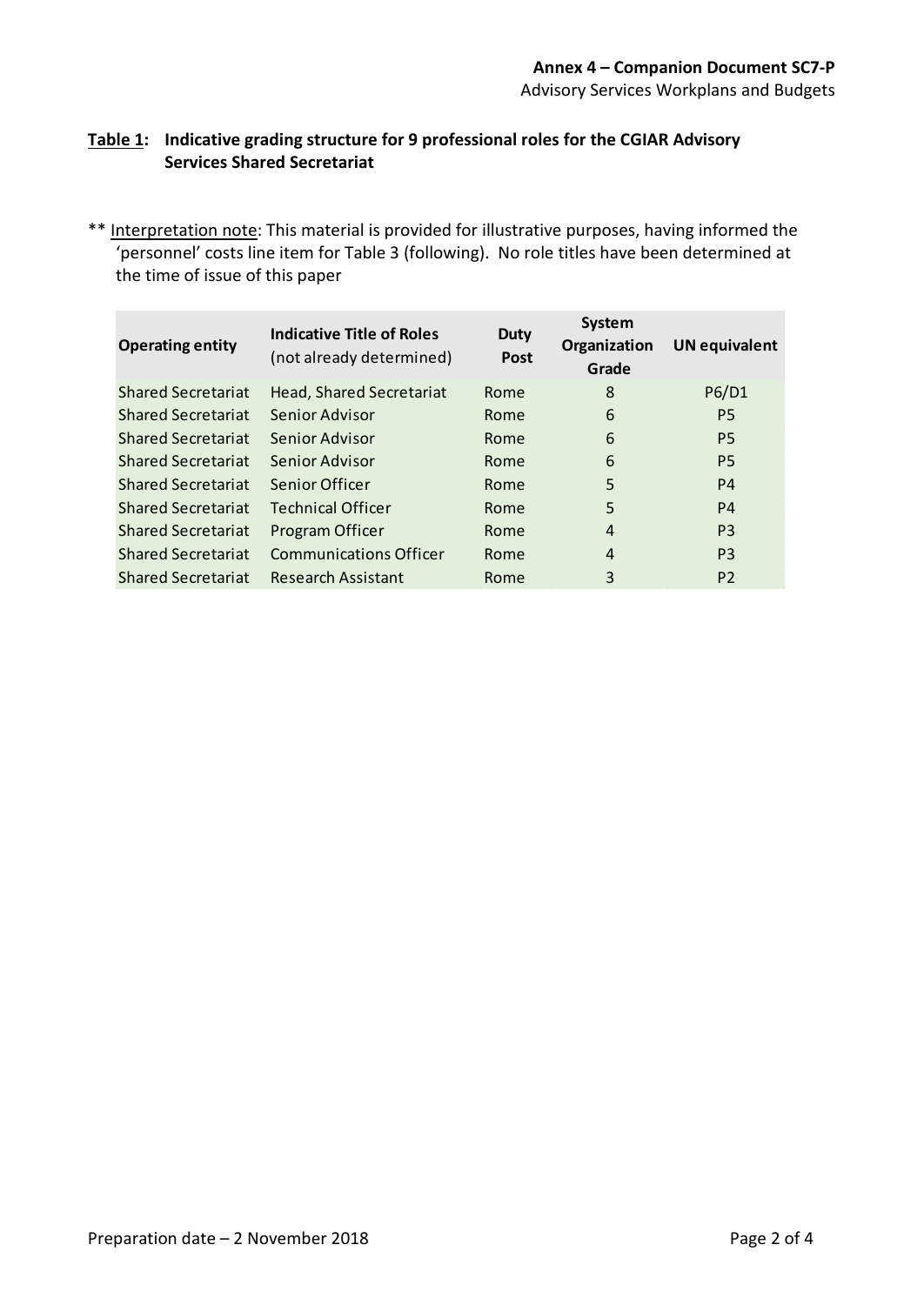**Table 1: Indicative grading structure for 9 professional roles for the CGIAR Advisory Services Shared Secretariat**

** Interpretation note: This material is provided for illustrative purposes, having informed the 'personnel' costs line item for Table 3 (following). No role titles have been determined at the time of issue of this paper

| Operating entity | Indicative Title of Roles (not already determined) | Duty Post | System Organization Grade | UN equivalent |
|---|---|---|---|---|
| Shared Secretariat | Head, Shared Secretariat | Rome | 8 | P6/D1 |
| Shared Secretariat | Senior Advisor | Rome | 6 | P5 |
| Shared Secretariat | Senior Advisor | Rome | 6 | P5 |
| Shared Secretariat | Senior Advisor | Rome | 6 | P5 |
| Shared Secretariat | Senior Officer | Rome | 5 | P4 |
| Shared Secretariat | Technical Officer | Rome | 5 | P4 |
| Shared Secretariat | Program Officer | Rome | 4 | P3 |
| Shared Secretariat | Communications Officer | Rome | 4 | P3 |
| Shared Secretariat | Research Assistant | Rome | 3 | P2 |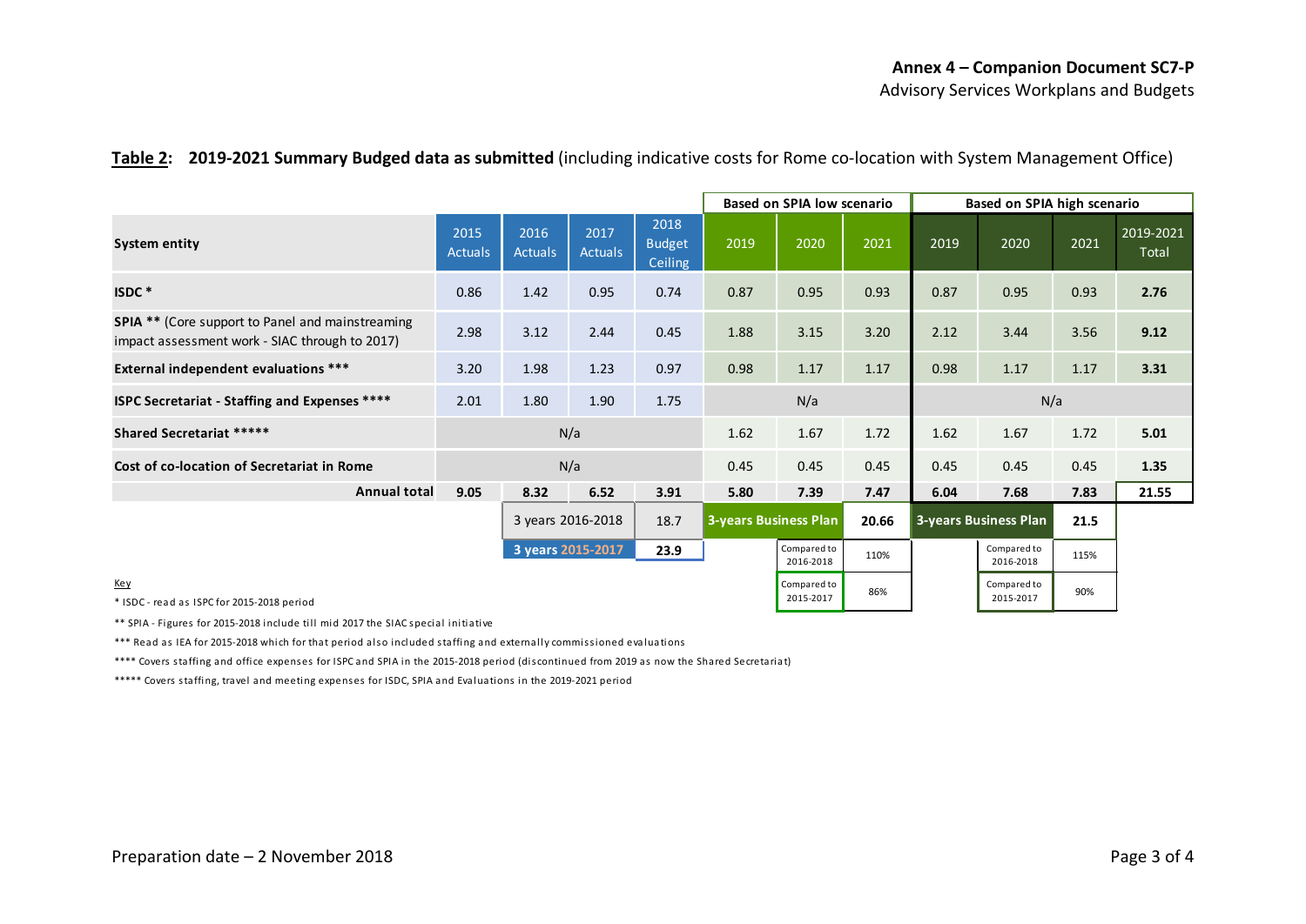**Annex 4 – Companion Document SC7-P**
Advisory Services Workplans and Budgets

**Table 2: 2019-2021 Summary Budged data as submitted** (including indicative costs for Rome co-location with System Management Office)

| System entity | 2015 Actuals | 2016 Actuals | 2017 Actuals | 2018 Budget Ceiling | Based on SPIA low scenario 2019 | 2020 | 2021 | Based on SPIA high scenario 2019 | 2020 | 2021 | 2019-2021 Total |
|---|---|---|---|---|---|---|---|---|---|---|---|
| **ISDC** * | 0.86 | 1.42 | 0.95 | 0.74 | 0.87 | 0.95 | 0.93 | 0.87 | 0.95 | 0.93 | **2.76** |
| **SPIA** ** (Core support to Panel and mainstreaming impact assessment work - SIAC through to 2017) | 2.98 | 3.12 | 2.44 | 0.45 | 1.88 | 3.15 | 3.20 | 2.12 | 3.44 | 3.56 | **9.12** |
| **External independent evaluations** *** | 3.20 | 1.98 | 1.23 | 0.97 | 0.98 | 1.17 | 1.17 | 0.98 | 1.17 | 1.17 | **3.31** |
| **ISPC Secretariat - Staffing and Expenses** **** | 2.01 | 1.80 | 1.90 | 1.75 | N/a | | | N/a | | | |
| **Shared Secretariat** ***** | N/a | | | | 1.62 | 1.67 | 1.72 | 1.62 | 1.67 | 1.72 | **5.01** |
| **Cost of co-location of Secretariat in Rome** | N/a | | | | 0.45 | 0.45 | 0.45 | 0.45 | 0.45 | 0.45 | **1.35** |
| **Annual total** | **9.05** | **8.32** | **6.52** | **3.91** | **5.80** | **7.39** | **7.47** | **6.04** | **7.68** | **7.83** | **21.55** |
| | | 3 years 2016-2018 | | 18.7 | **3-years Business Plan** | | **20.66** | **3-years Business Plan** | | **21.5** | |
| | | **3 years 2015-2017** | | **23.9** | | Compared to 2016-2018 | 110% | | Compared to 2016-2018 | 115% | |
| | | | | | | Compared to 2015-2017 | 86% | | Compared to 2015-2017 | 90% | |

Key

* ISDC - read as ISPC for 2015-2018 period

** SPIA - Figures for 2015-2018 include till mid 2017 the SIAC special initiative

*** Read as IEA for 2015-2018 which for that period also included staffing and externally commissioned evaluations

**** Covers staffing and office expenses for ISPC and SPIA in the 2015-2018 period (discontinued from 2019 as now the Shared Secretariat)

***** Covers staffing, travel and meeting expenses for ISDC, SPIA and Evaluations in the 2019-2021 period

Preparation date – 2 November 2018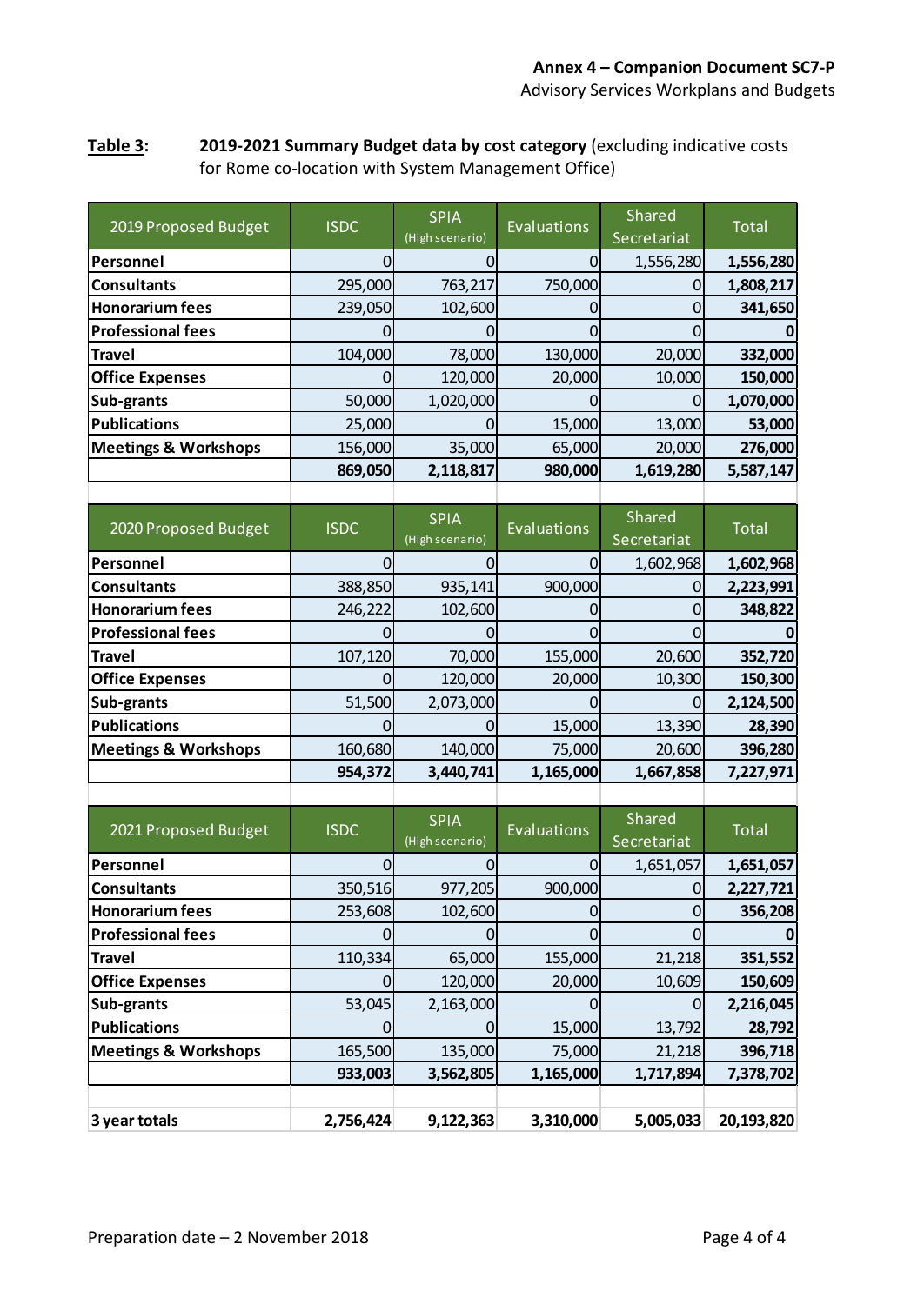**Annex 4 – Companion Document SC7-P**
Advisory Services Workplans and Budgets

**Table 3:** **2019-2021 Summary Budget data by cost category** (excluding indicative costs for Rome co-location with System Management Office)

| 2019 Proposed Budget | ISDC | SPIA (High scenario) | Evaluations | Shared Secretariat | Total |
|---|---|---|---|---|---|
| **Personnel** | 0 | 0 | 0 | 1,556,280 | **1,556,280** |
| **Consultants** | 295,000 | 763,217 | 750,000 | 0 | **1,808,217** |
| **Honorarium fees** | 239,050 | 102,600 | 0 | 0 | **341,650** |
| **Professional fees** | 0 | 0 | 0 | 0 | **0** |
| **Travel** | 104,000 | 78,000 | 130,000 | 20,000 | **332,000** |
| **Office Expenses** | 0 | 120,000 | 20,000 | 10,000 | **150,000** |
| **Sub-grants** | 50,000 | 1,020,000 | 0 | 0 | **1,070,000** |
| **Publications** | 25,000 | 0 | 15,000 | 13,000 | **53,000** |
| **Meetings & Workshops** | 156,000 | 35,000 | 65,000 | 20,000 | **276,000** |
| | **869,050** | **2,118,817** | **980,000** | **1,619,280** | **5,587,147** |

| 2020 Proposed Budget | ISDC | SPIA (High scenario) | Evaluations | Shared Secretariat | Total |
|---|---|---|---|---|---|
| **Personnel** | 0 | 0 | 0 | 1,602,968 | **1,602,968** |
| **Consultants** | 388,850 | 935,141 | 900,000 | 0 | **2,223,991** |
| **Honorarium fees** | 246,222 | 102,600 | 0 | 0 | **348,822** |
| **Professional fees** | 0 | 0 | 0 | 0 | **0** |
| **Travel** | 107,120 | 70,000 | 155,000 | 20,600 | **352,720** |
| **Office Expenses** | 0 | 120,000 | 20,000 | 10,300 | **150,300** |
| **Sub-grants** | 51,500 | 2,073,000 | 0 | 0 | **2,124,500** |
| **Publications** | 0 | 0 | 15,000 | 13,390 | **28,390** |
| **Meetings & Workshops** | 160,680 | 140,000 | 75,000 | 20,600 | **396,280** |
| | **954,372** | **3,440,741** | **1,165,000** | **1,667,858** | **7,227,971** |

| 2021 Proposed Budget | ISDC | SPIA (High scenario) | Evaluations | Shared Secretariat | Total |
|---|---|---|---|---|---|
| **Personnel** | 0 | 0 | 0 | 1,651,057 | **1,651,057** |
| **Consultants** | 350,516 | 977,205 | 900,000 | 0 | **2,227,721** |
| **Honorarium fees** | 253,608 | 102,600 | 0 | 0 | **356,208** |
| **Professional fees** | 0 | 0 | 0 | 0 | **0** |
| **Travel** | 110,334 | 65,000 | 155,000 | 21,218 | **351,552** |
| **Office Expenses** | 0 | 120,000 | 20,000 | 10,609 | **150,609** |
| **Sub-grants** | 53,045 | 2,163,000 | 0 | 0 | **2,216,045** |
| **Publications** | 0 | 0 | 15,000 | 13,792 | **28,792** |
| **Meetings & Workshops** | 165,500 | 135,000 | 75,000 | 21,218 | **396,718** |
| | **933,003** | **3,562,805** | **1,165,000** | **1,717,894** | **7,378,702** |
| | | | | | |
| **3 year totals** | **2,756,424** | **9,122,363** | **3,310,000** | **5,005,033** | **20,193,820** |

Preparation date – 2 November 2018